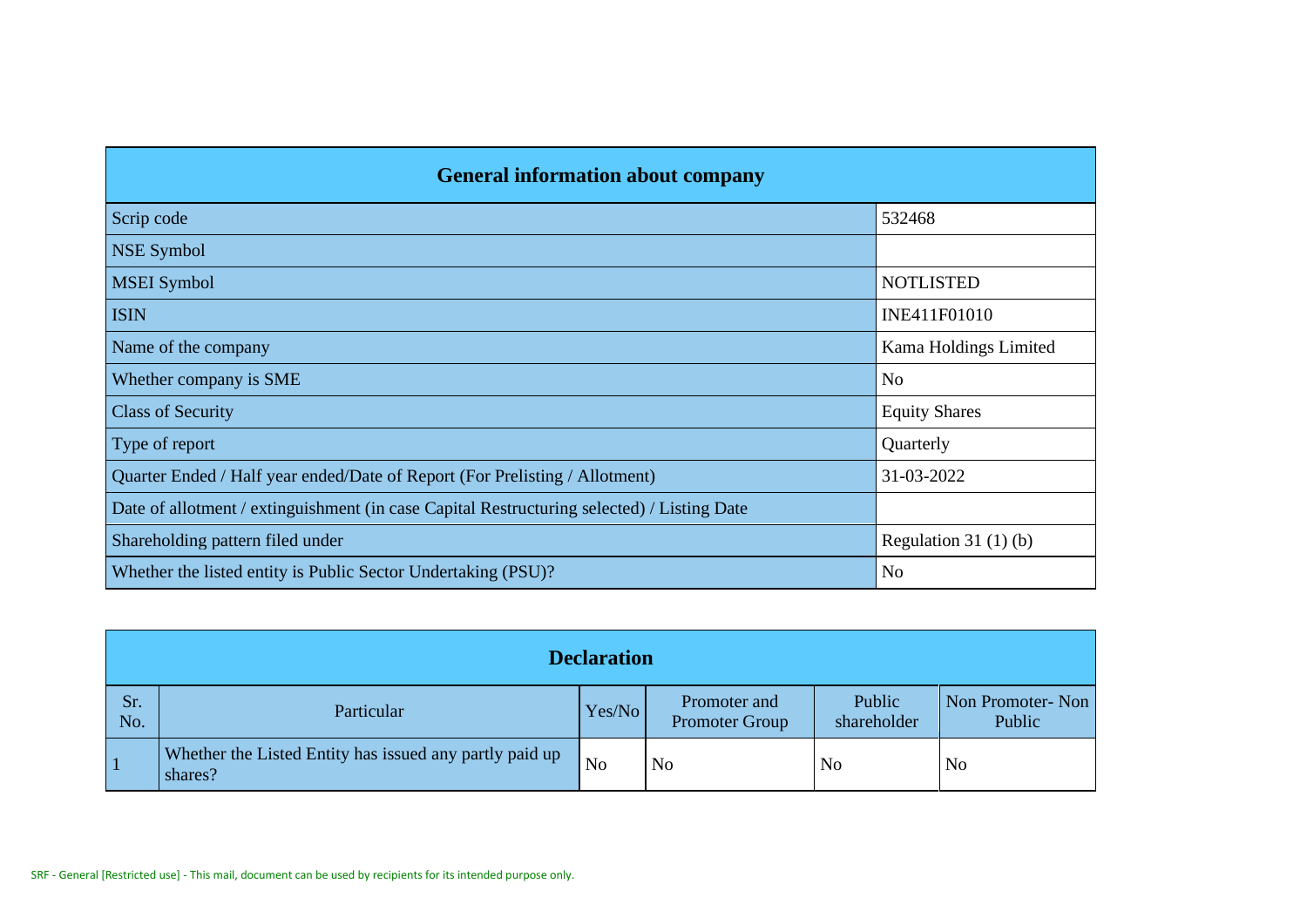## General information about company

| General information about company | |
|---|---|
| Scrip code | 532468 |
| NSE Symbol | |
| MSEI Symbol | NOTLISTED |
| ISIN | INE411F01010 |
| Name of the company | Kama Holdings Limited |
| Whether company is SME | No |
| Class of Security | Equity Shares |
| Type of report | Quarterly |
| Quarter Ended / Half year ended/Date of Report (For Prelisting / Allotment) | 31-03-2022 |
| Date of allotment / extinguishment (in case Capital Restructuring selected) / Listing Date | |
| Shareholding pattern filed under | Regulation 31 (1) (b) |
| Whether the listed entity is Public Sector Undertaking (PSU)? | No |

## Declaration

| Sr. No. | Particular | Yes/No | Promoter and Promoter Group | Public shareholder | Non Promoter- Non Public |
|---|---|---|---|---|---|
| 1 | Whether the Listed Entity has issued any partly paid up shares? | No | No | No | No |

SRF - General [Restricted use] - This mail, document can be used by recipients for its intended purpose only.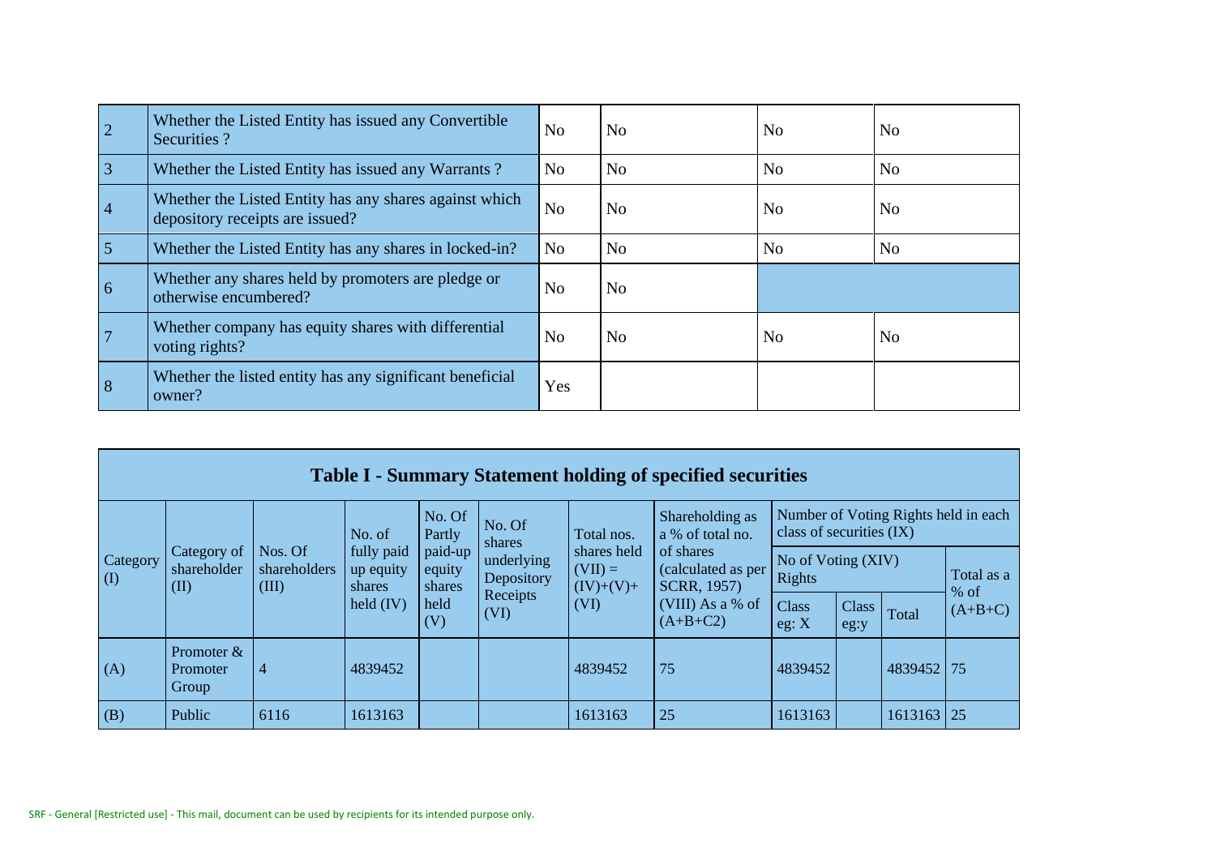| | | | | | |
|---|---|---|---|---|---|
| 2 | Whether the Listed Entity has issued any Convertible Securities ? | No | No | No | No |
| 3 | Whether the Listed Entity has issued any Warrants ? | No | No | No | No |
| 4 | Whether the Listed Entity has any shares against which depository receipts are issued? | No | No | No | No |
| 5 | Whether the Listed Entity has any shares in locked-in? | No | No | No | No |
| 6 | Whether any shares held by promoters are pledge or otherwise encumbered? | No | No | | |
| 7 | Whether company has equity shares with differential voting rights? | No | No | No | No |
| 8 | Whether the listed entity has any significant beneficial owner? | Yes | | | |

## Table I - Summary Statement holding of specified securities

| Category (I) | Category of shareholder (II) | Nos. Of shareholders (III) | No. of fully paid up equity shares held (IV) | No. Of Partly paid-up equity shares held (V) | No. Of shares underlying Depository Receipts (VI) | Total nos. shares held (VII) = (IV)+(V)+ (VI) | Shareholding as a % of total no. of shares (calculated as per SCRR, 1957) (VIII) As a % of (A+B+C2) | Number of Voting Rights held in each class of securities (IX) | | | |
|---|---|---|---|---|---|---|---|---|---|---|---|
| | | | | | | | | No of Voting (XIV) Rights | | | Total as a % of (A+B+C) |
| | | | | | | | | Class eg: X | Class eg:y | Total | |
| (A) | Promoter & Promoter Group | 4 | 4839452 | | | 4839452 | 75 | 4839452 | | 4839452 | 75 |
| (B) | Public | 6116 | 1613163 | | | 1613163 | 25 | 1613163 | | 1613163 | 25 |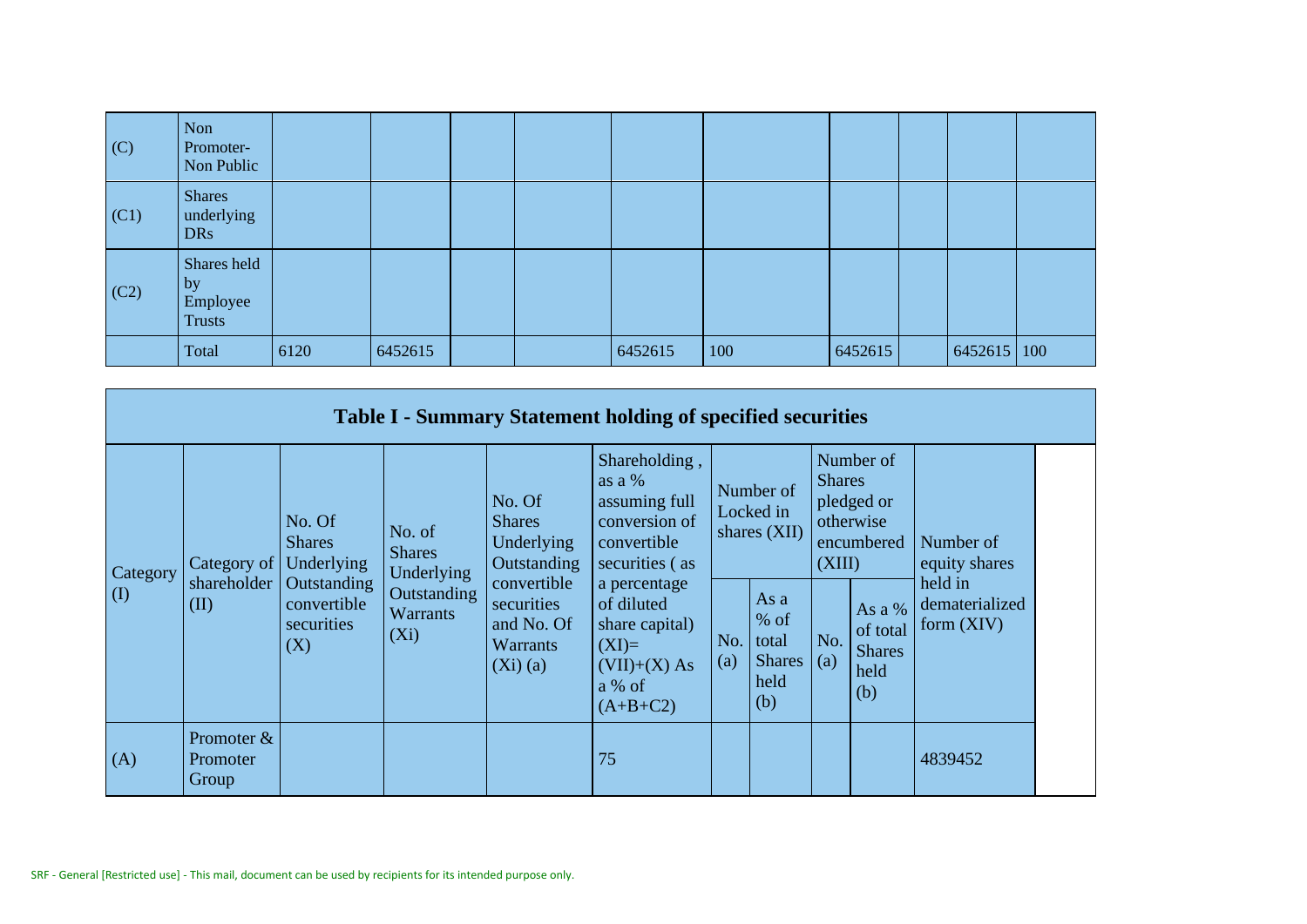| | | | | | | | | | | | |
|---|---|---|---|---|---|---|---|---|---|---|---|
| (C) | Non Promoter- Non Public | | | | | | | | | | |
| (C1) | Shares underlying DRs | | | | | | | | | | |
| (C2) | Shares held by Employee Trusts | | | | | | | | | | |
| | Total | 6120 | 6452615 | | | 6452615 | 100 | 6452615 | | 6452615 | 100 |

## Table I - Summary Statement holding of specified securities

| Category (I) | Category of shareholder (II) | No. Of Shares Underlying Outstanding convertible securities (X) | No. of Shares Underlying Outstanding Warrants (Xi) | No. Of Shares Underlying Outstanding convertible securities and No. Of Warrants (Xi) (a) | Shareholding , as a % assuming full conversion of convertible securities ( as a percentage of diluted share capital) (XI)= (VII)+(X) As a % of (A+B+C2) | Number of Locked in shares (XII) | | Number of Shares pledged or otherwise encumbered (XIII) | | Number of equity shares held in dematerialized form (XIV) |
|---|---|---|---|---|---|---|---|---|---|---|
| | | | | | | No. (a) | As a % of total Shares held (b) | No. (a) | As a % of total Shares held (b) | |
| (A) | Promoter & Promoter Group | | | | 75 | | | | | 4839452 |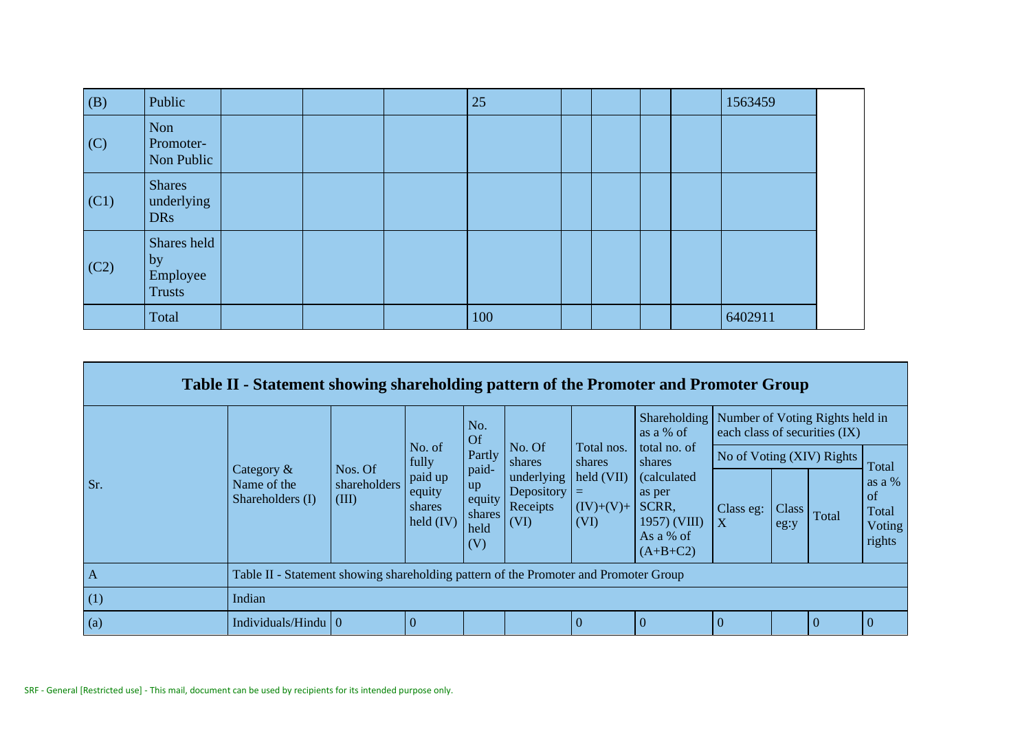| (B) | Public | | | | 25 | | | | | 1563459 | |
|---|---|---|---|---|---|---|---|---|---|---|---|
| (C) | Non Promoter- Non Public | | | | | | | | | | |
| (C1) | Shares underlying DRs | | | | | | | | | | |
| (C2) | Shares held by Employee Trusts | | | | | | | | | | |
| | Total | | | | 100 | | | | | 6402911 | |

## Table II - Statement showing shareholding pattern of the Promoter and Promoter Group

| Sr. | Category & Name of the Shareholders (I) | Nos. Of shareholders (III) | No. of fully paid up equity shares held (IV) | No. Of Partly paid-up equity shares held (V) | No. Of shares underlying Depository Receipts (VI) | Total nos. shares held (VII) = (IV)+(V)+ (VI) | Shareholding as a % of total no. of shares (calculated as per SCRR, 1957) (VIII) As a % of (A+B+C2) | Number of Voting Rights held in each class of securities (IX) | | | |
|---|---|---|---|---|---|---|---|---|---|---|---|
| | | | | | | | | No of Voting (XIV) Rights | | | Total as a % of Total Voting rights |
| | | | | | | | | Class eg: X | Class eg:y | Total | |
| A | Table II - Statement showing shareholding pattern of the Promoter and Promoter Group | | | | | | | | | | |
| (1) | Indian | | | | | | | | | | |
| (a) | Individuals/Hindu | 0 | 0 | | | 0 | 0 | 0 | | 0 | 0 |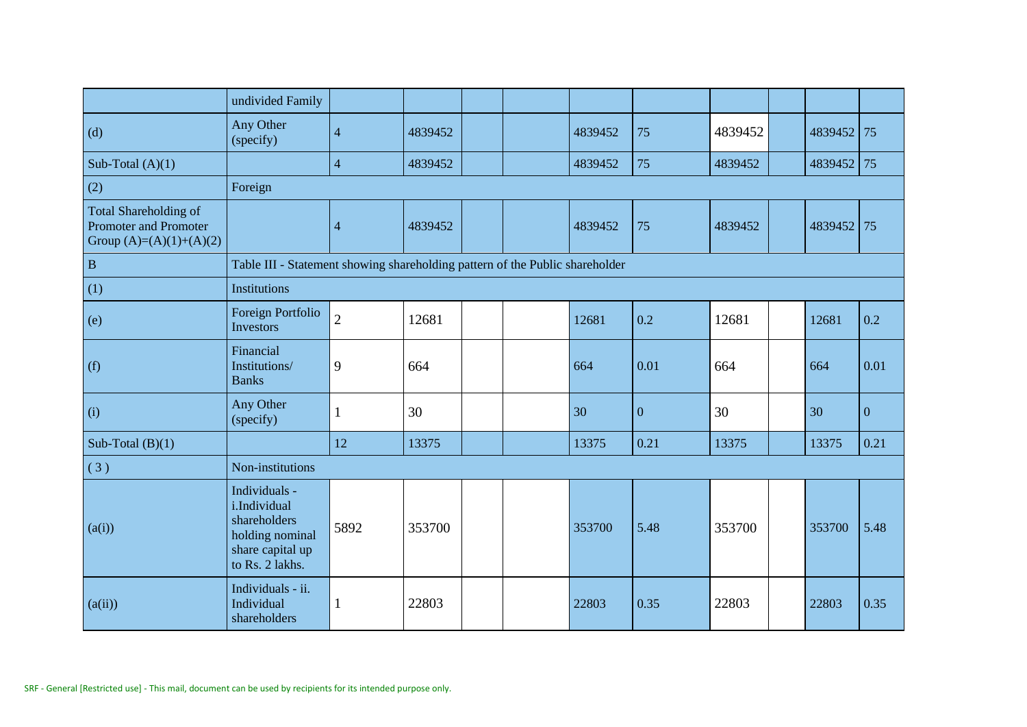| | undivided Family | | | | | | | | | | |
|---|---|---|---|---|---|---|---|---|---|---|---|
| (d) | Any Other (specify) | 4 | 4839452 | | | 4839452 | 75 | 4839452 | | 4839452 | 75 |
| Sub-Total (A)(1) | | 4 | 4839452 | | | 4839452 | 75 | 4839452 | | 4839452 | 75 |
| (2) | Foreign | | | | | | | | | | |
| Total Shareholding of Promoter and Promoter Group (A)=(A)(1)+(A)(2) | | 4 | 4839452 | | | 4839452 | 75 | 4839452 | | 4839452 | 75 |
| B | Table III - Statement showing shareholding pattern of the Public shareholder | | | | | | | | | | |
| (1) | Institutions | | | | | | | | | | |
| (e) | Foreign Portfolio Investors | 2 | 12681 | | | 12681 | 0.2 | 12681 | | 12681 | 0.2 |
| (f) | Financial Institutions/ Banks | 9 | 664 | | | 664 | 0.01 | 664 | | 664 | 0.01 |
| (i) | Any Other (specify) | 1 | 30 | | | 30 | 0 | 30 | | 30 | 0 |
| Sub-Total (B)(1) | | 12 | 13375 | | | 13375 | 0.21 | 13375 | | 13375 | 0.21 |
| ( 3 ) | Non-institutions | | | | | | | | | | |
| (a(i)) | Individuals - i.Individual shareholders holding nominal share capital up to Rs. 2 lakhs. | 5892 | 353700 | | | 353700 | 5.48 | 353700 | | 353700 | 5.48 |
| (a(ii)) | Individuals - ii. Individual shareholders | 1 | 22803 | | | 22803 | 0.35 | 22803 | | 22803 | 0.35 |

SRF - General [Restricted use] - This mail, document can be used by recipients for its intended purpose only.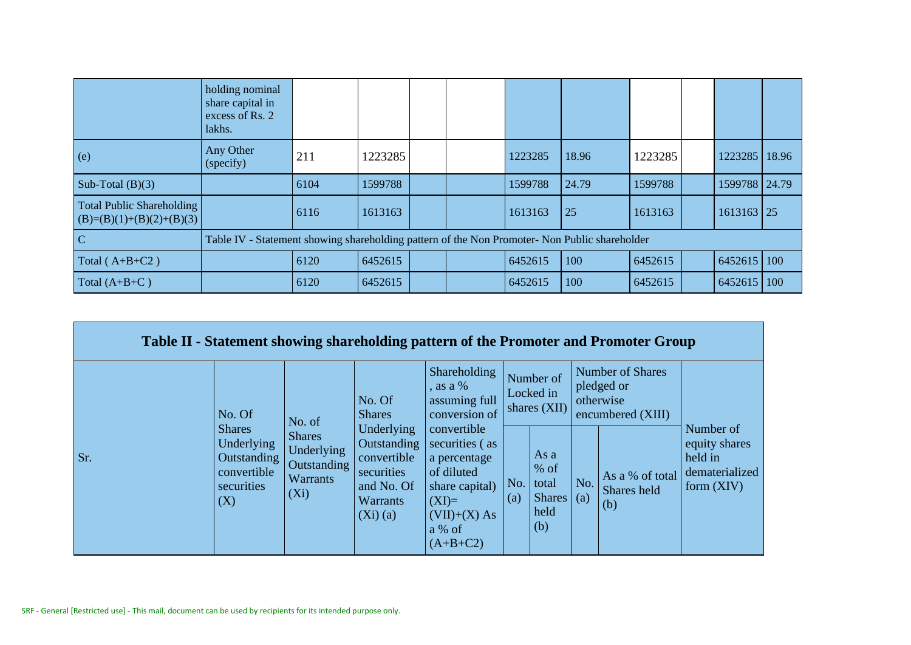| | holding nominal share capital in excess of Rs. 2 lakhs. | | | | | | | | | | |
|---|---|---|---|---|---|---|---|---|---|---|---|
| (e) | Any Other (specify) | 211 | 1223285 | | | 1223285 | 18.96 | 1223285 | | 1223285 | 18.96 |
| Sub-Total (B)(3) | | 6104 | 1599788 | | | 1599788 | 24.79 | 1599788 | | 1599788 | 24.79 |
| Total Public Shareholding (B)=(B)(1)+(B)(2)+(B)(3) | | 6116 | 1613163 | | | 1613163 | 25 | 1613163 | | 1613163 | 25 |
| C | Table IV - Statement showing shareholding pattern of the Non Promoter- Non Public shareholder | | | | | | | | | | |
| Total ( A+B+C2 ) | | 6120 | 6452615 | | | 6452615 | 100 | 6452615 | | 6452615 | 100 |
| Total (A+B+C ) | | 6120 | 6452615 | | | 6452615 | 100 | 6452615 | | 6452615 | 100 |

## Table II - Statement showing shareholding pattern of the Promoter and Promoter Group

| Sr. | No. Of Shares Underlying Outstanding convertible securities (X) | No. of Shares Underlying Outstanding Warrants (Xi) | No. Of Shares Underlying Outstanding convertible securities and No. Of Warrants (Xi) (a) | Shareholding , as a % assuming full conversion of convertible securities ( as a percentage of diluted share capital) (XI)= (VII)+(X) As a % of (A+B+C2) | Number of Locked in shares (XII) | | Number of Shares pledged or otherwise encumbered (XIII) | | Number of equity shares held in dematerialized form (XIV) |
|---|---|---|---|---|---|---|---|---|---|
| | | | | | No. (a) | As a % of total Shares held (b) | No. (a) | As a % of total Shares held (b) | |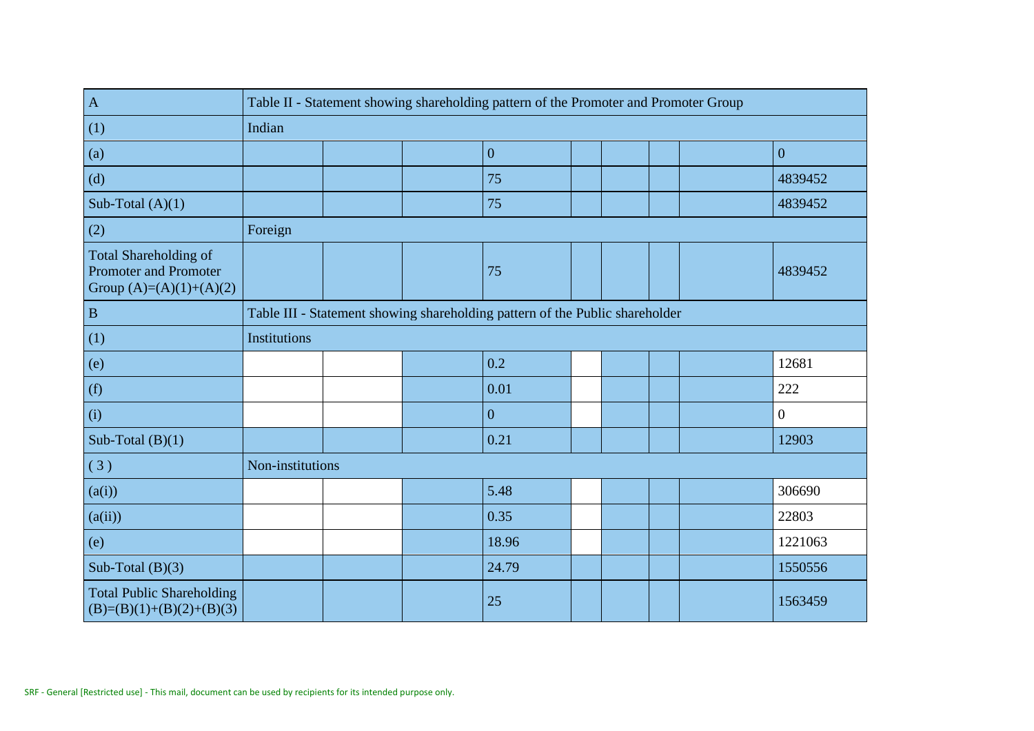| A | Table II - Statement showing shareholding pattern of the Promoter and Promoter Group | | | | | | | |
|---|---|---|---|---|---|---|---|---|
| (1) | Indian | | | | | | | |
| (a) | | | 0 | | | | | 0 |
| (d) | | | 75 | | | | | 4839452 |
| Sub-Total (A)(1) | | | 75 | | | | | 4839452 |
| (2) | Foreign | | | | | | | |
| Total Shareholding of Promoter and Promoter Group (A)=(A)(1)+(A)(2) | | | 75 | | | | | 4839452 |
| B | Table III - Statement showing shareholding pattern of the Public shareholder | | | | | | | |
| (1) | Institutions | | | | | | | |
| (e) | | | 0.2 | | | | | 12681 |
| (f) | | | 0.01 | | | | | 222 |
| (i) | | | 0 | | | | | 0 |
| Sub-Total (B)(1) | | | 0.21 | | | | | 12903 |
| ( 3 ) | Non-institutions | | | | | | | |
| (a(i)) | | | 5.48 | | | | | 306690 |
| (a(ii)) | | | 0.35 | | | | | 22803 |
| (e) | | | 18.96 | | | | | 1221063 |
| Sub-Total (B)(3) | | | 24.79 | | | | | 1550556 |
| Total Public Shareholding (B)=(B)(1)+(B)(2)+(B)(3) | | | 25 | | | | | 1563459 |

SRF - General [Restricted use] - This mail, document can be used by recipients for its intended purpose only.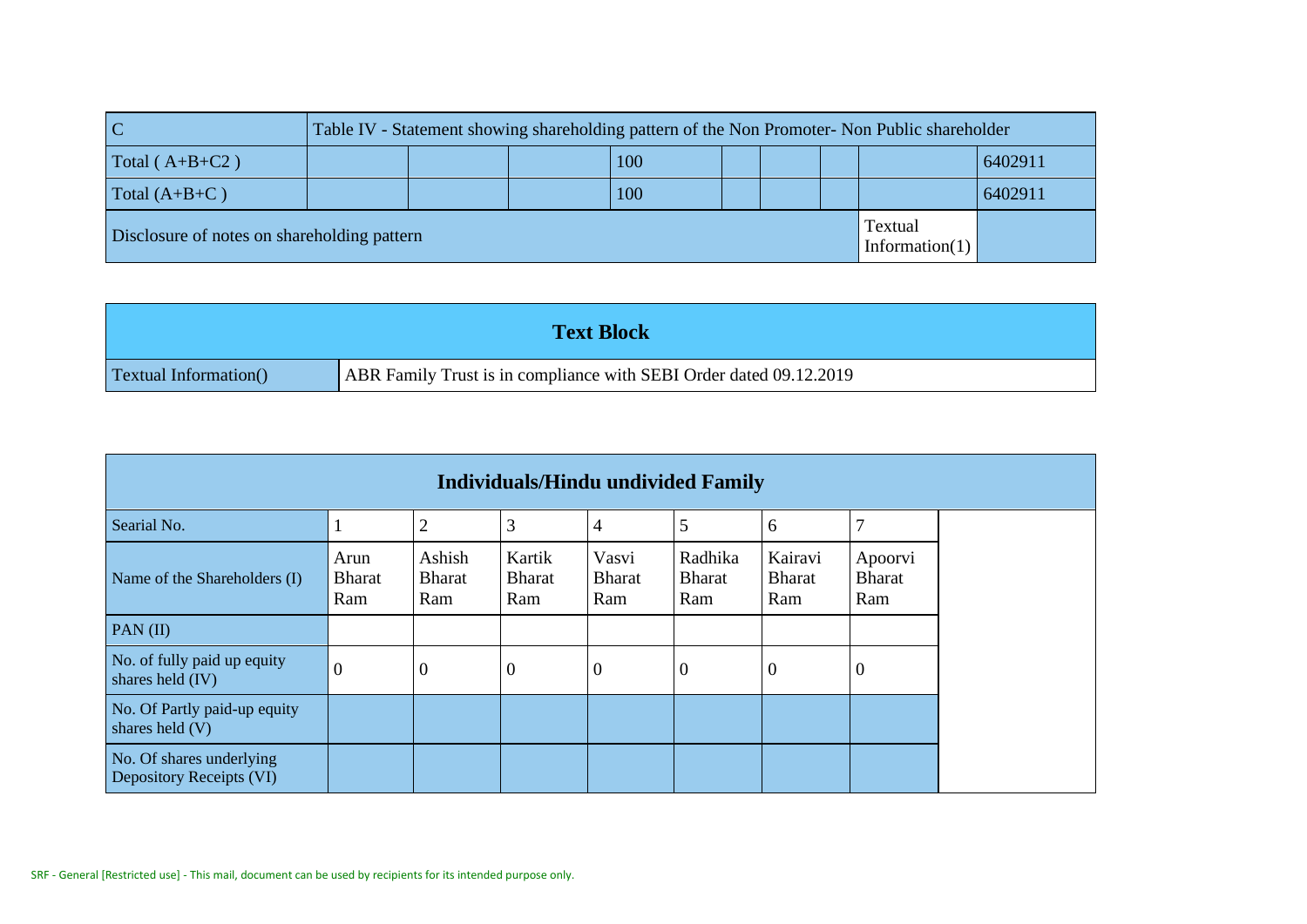| C | Table IV - Statement showing shareholding pattern of the Non Promoter- Non Public shareholder | | | | | | | | |
|---|---|---|---|---|---|---|---|---|---|
| Total ( A+B+C2 ) | | | | 100 | | | | | 6402911 |
| Total (A+B+C ) | | | | 100 | | | | | 6402911 |
| Disclosure of notes on shareholding pattern | | | | | | | | Textual Information(1) | |

| Text Block | |
|---|---|
| Textual Information() | ABR Family Trust is in compliance with SEBI Order dated 09.12.2019 |

| Individuals/Hindu undivided Family | | | | | | | | |
|---|---|---|---|---|---|---|---|---|
| Searial No. | 1 | 2 | 3 | 4 | 5 | 6 | 7 | |
| Name of the Shareholders (I) | Arun Bharat Ram | Ashish Bharat Ram | Kartik Bharat Ram | Vasvi Bharat Ram | Radhika Bharat Ram | Kairavi Bharat Ram | Apoorvi Bharat Ram | |
| PAN (II) | | | | | | | | |
| No. of fully paid up equity shares held (IV) | 0 | 0 | 0 | 0 | 0 | 0 | 0 | |
| No. Of Partly paid-up equity shares held (V) | | | | | | | | |
| No. Of shares underlying Depository Receipts (VI) | | | | | | | | |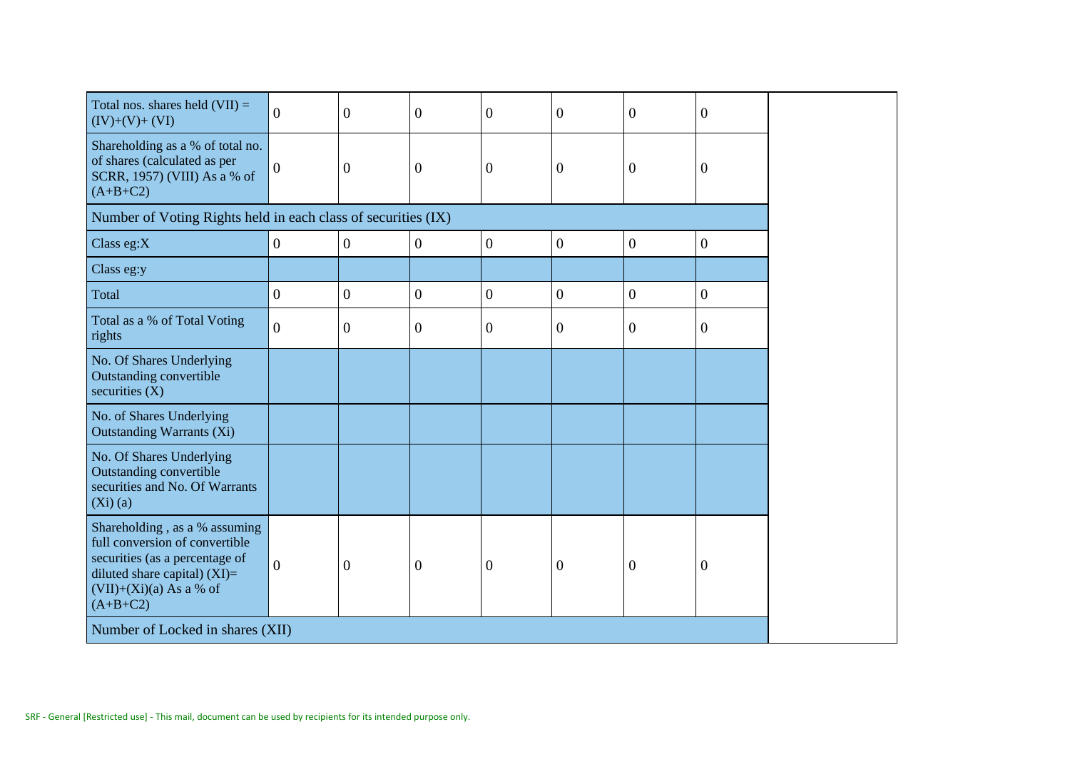| Total nos. shares held (VII) = (IV)+(V)+ (VI) | 0 | 0 | 0 | 0 | 0 | 0 | 0 | |
|---|---|---|---|---|---|---|---|---|
| Shareholding as a % of total no. of shares (calculated as per SCRR, 1957) (VIII) As a % of (A+B+C2) | 0 | 0 | 0 | 0 | 0 | 0 | 0 | |
| Number of Voting Rights held in each class of securities (IX) | | | | | | | | |
| Class eg:X | 0 | 0 | 0 | 0 | 0 | 0 | 0 | |
| Class eg:y | | | | | | | | |
| Total | 0 | 0 | 0 | 0 | 0 | 0 | 0 | |
| Total as a % of Total Voting rights | 0 | 0 | 0 | 0 | 0 | 0 | 0 | |
| No. Of Shares Underlying Outstanding convertible securities (X) | | | | | | | | |
| No. of Shares Underlying Outstanding Warrants (Xi) | | | | | | | | |
| No. Of Shares Underlying Outstanding convertible securities and No. Of Warrants (Xi) (a) | | | | | | | | |
| Shareholding , as a % assuming full conversion of convertible securities (as a percentage of diluted share capital) (XI)= (VII)+(Xi)(a) As a % of (A+B+C2) | 0 | 0 | 0 | 0 | 0 | 0 | 0 | |
| Number of Locked in shares (XII) | | | | | | | | |

SRF - General [Restricted use] - This mail, document can be used by recipients for its intended purpose only.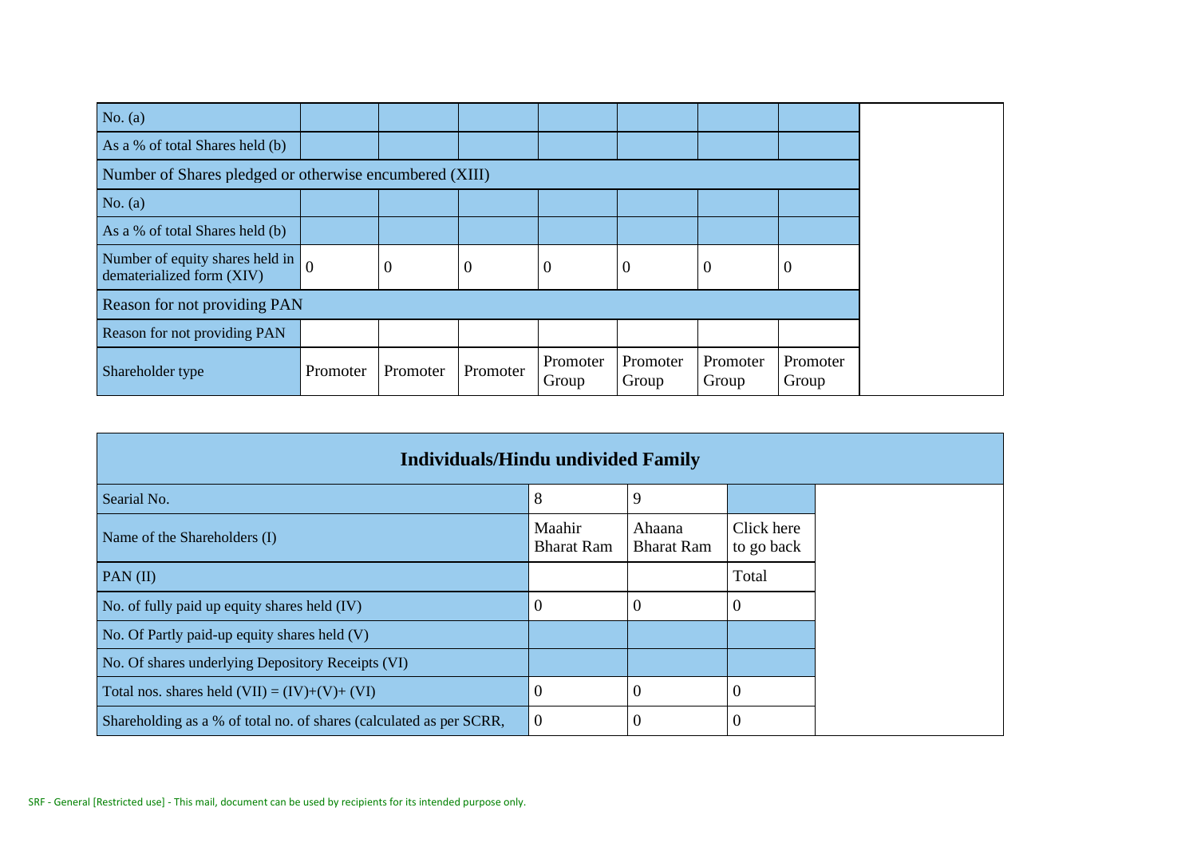| No. (a) | | | | | | | |
|---|---|---|---|---|---|---|---|
| As a % of total Shares held (b) | | | | | | | |
| Number of Shares pledged or otherwise encumbered (XIII) | | | | | | | |
| No. (a) | | | | | | | |
| As a % of total Shares held (b) | | | | | | | |
| Number of equity shares held in dematerialized form (XIV) | 0 | 0 | 0 | 0 | 0 | 0 | 0 |
| Reason for not providing PAN | | | | | | | |
| Reason for not providing PAN | | | | | | | |
| Shareholder type | Promoter | Promoter | Promoter | Promoter Group | Promoter Group | Promoter Group | Promoter Group |

| Individuals/Hindu undivided Family | | | |
|---|---|---|---|
| Searial No. | 8 | 9 | |
| Name of the Shareholders (I) | Maahir Bharat Ram | Ahaana Bharat Ram | Click here to go back |
| PAN (II) | | | Total |
| No. of fully paid up equity shares held (IV) | 0 | 0 | 0 |
| No. Of Partly paid-up equity shares held (V) | | | |
| No. Of shares underlying Depository Receipts (VI) | | | |
| Total nos. shares held (VII) = (IV)+(V)+ (VI) | 0 | 0 | 0 |
| Shareholding as a % of total no. of shares (calculated as per SCRR, | 0 | 0 | 0 |

SRF - General [Restricted use] - This mail, document can be used by recipients for its intended purpose only.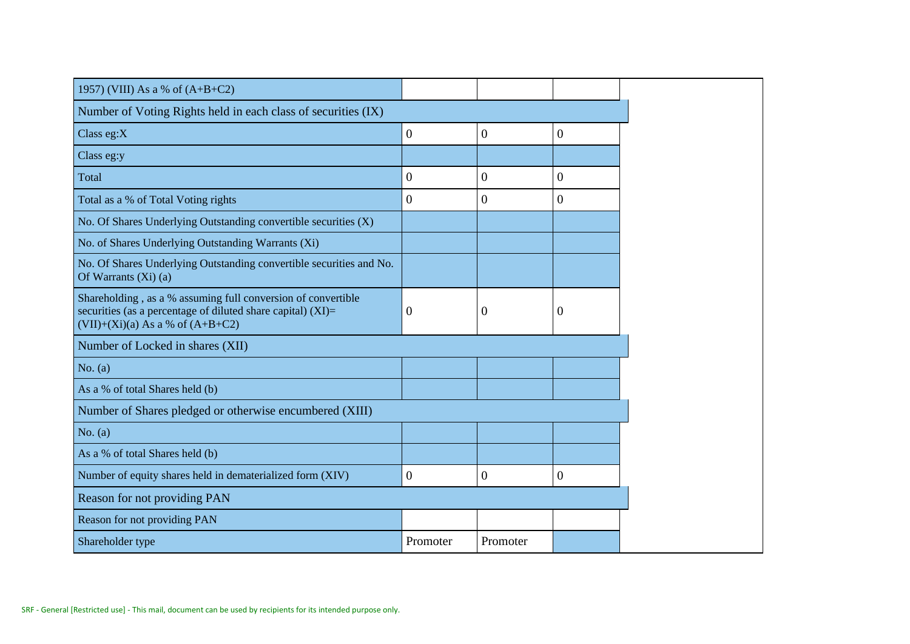| 1957) (VIII) As a % of (A+B+C2) | | | |
|---|---|---|---|
| Number of Voting Rights held in each class of securities (IX) | | | |
| Class eg:X | 0 | 0 | 0 |
| Class eg:y | | | |
| Total | 0 | 0 | 0 |
| Total as a % of Total Voting rights | 0 | 0 | 0 |
| No. Of Shares Underlying Outstanding convertible securities (X) | | | |
| No. of Shares Underlying Outstanding Warrants (Xi) | | | |
| No. Of Shares Underlying Outstanding convertible securities and No. Of Warrants (Xi) (a) | | | |
| Shareholding , as a % assuming full conversion of convertible securities (as a percentage of diluted share capital) (XI)= (VII)+(Xi)(a) As a % of (A+B+C2) | 0 | 0 | 0 |
| Number of Locked in shares (XII) | | | |
| No. (a) | | | |
| As a % of total Shares held (b) | | | |
| Number of Shares pledged or otherwise encumbered (XIII) | | | |
| No. (a) | | | |
| As a % of total Shares held (b) | | | |
| Number of equity shares held in dematerialized form (XIV) | 0 | 0 | 0 |
| Reason for not providing PAN | | | |
| Reason for not providing PAN | | | |
| Shareholder type | Promoter | Promoter | |

SRF - General [Restricted use] - This mail, document can be used by recipients for its intended purpose only.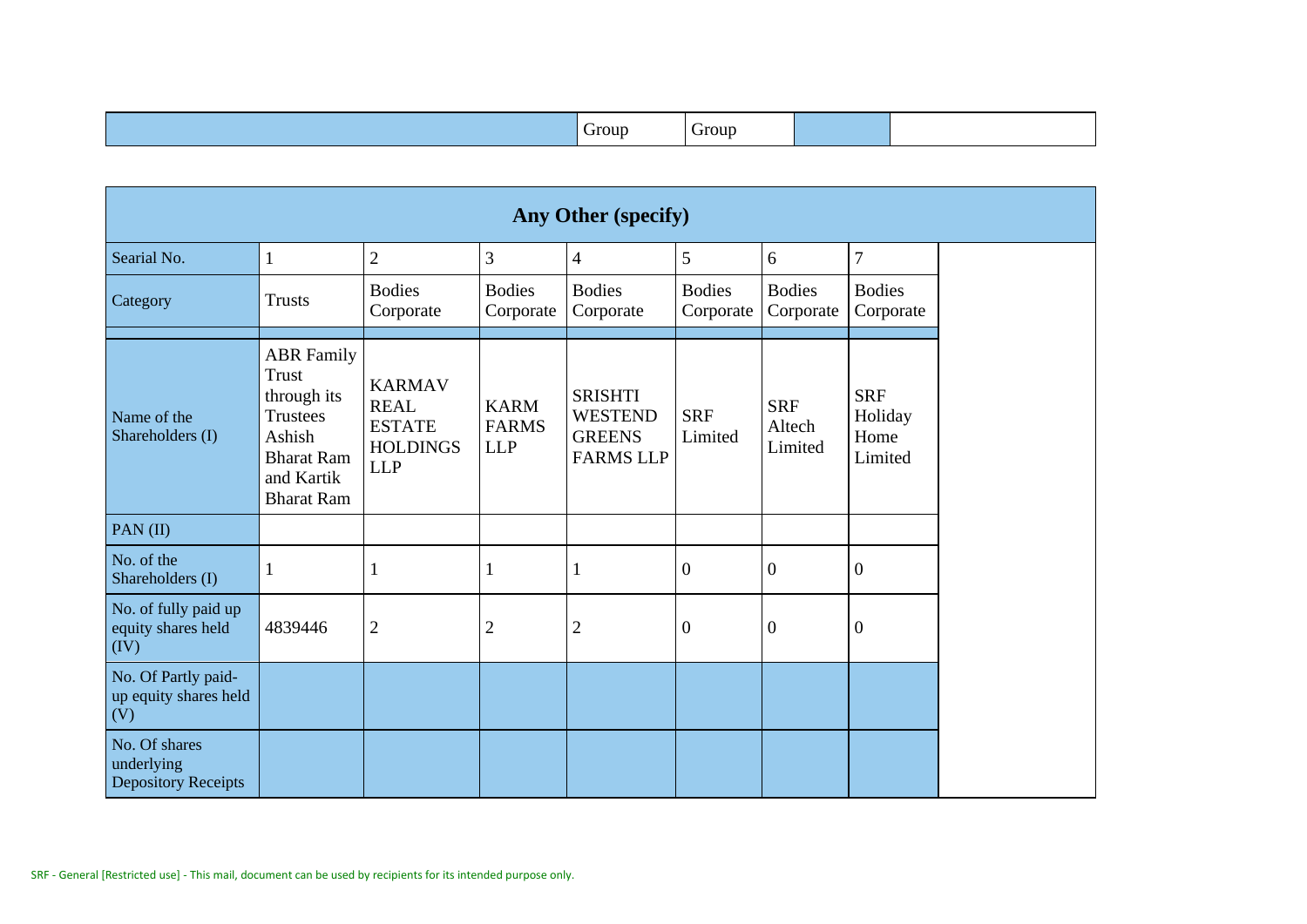| | Group | Group | | |
|---|---|---|---|---|

| Any Other (specify) | | | | | | | |
|---|---|---|---|---|---|---|---|
| Searial No. | 1 | 2 | 3 | 4 | 5 | 6 | 7 |
| Category | Trusts | Bodies Corporate | Bodies Corporate | Bodies Corporate | Bodies Corporate | Bodies Corporate | Bodies Corporate |
| | | | | | | | |
| Name of the Shareholders (I) | ABR Family Trust through its Trustees Ashish Bharat Ram and Kartik Bharat Ram | KARMAV REAL ESTATE HOLDINGS LLP | KARM FARMS LLP | SRISHTI WESTEND GREENS FARMS LLP | SRF Limited | SRF Altech Limited | SRF Holiday Home Limited |
| PAN (II) | | | | | | | |
| No. of the Shareholders (I) | 1 | 1 | 1 | 1 | 0 | 0 | 0 |
| No. of fully paid up equity shares held (IV) | 4839446 | 2 | 2 | 2 | 0 | 0 | 0 |
| No. Of Partly paid-up equity shares held (V) | | | | | | | |
| No. Of shares underlying Depository Receipts | | | | | | | |

SRF - General [Restricted use] - This mail, document can be used by recipients for its intended purpose only.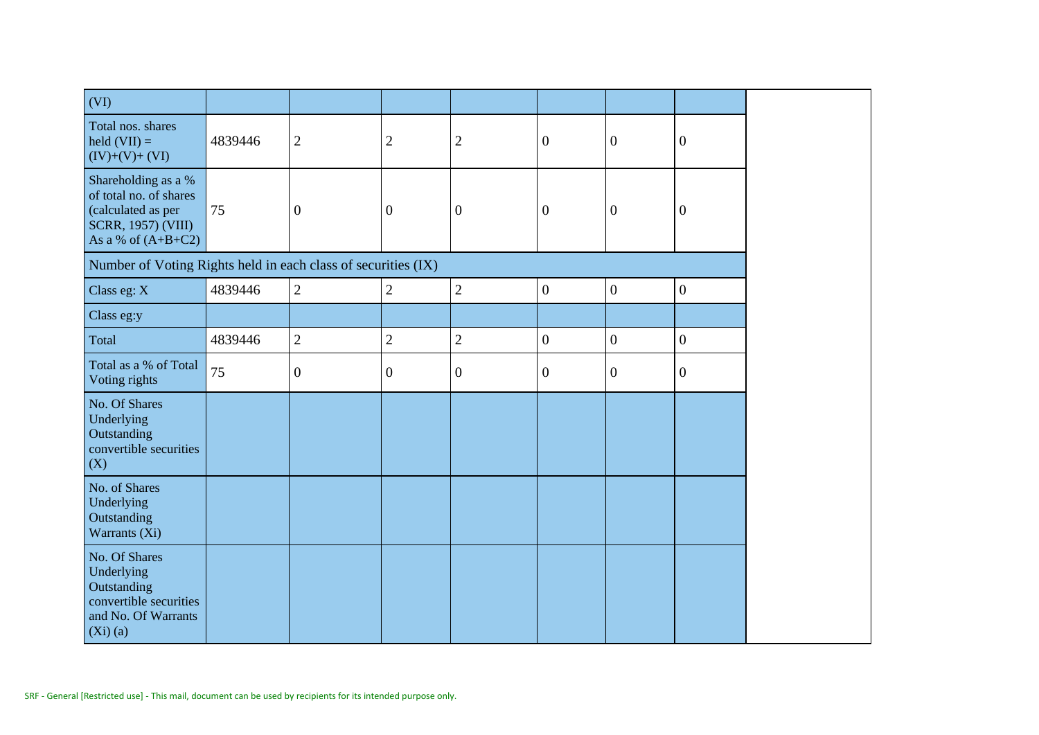| (VI) | | | | | | | |
|---|---|---|---|---|---|---|---|
| Total nos. shares held (VII) = (IV)+(V)+ (VI) | 4839446 | 2 | 2 | 2 | 0 | 0 | 0 |
| Shareholding as a % of total no. of shares (calculated as per SCRR, 1957) (VIII) As a % of (A+B+C2) | 75 | 0 | 0 | 0 | 0 | 0 | 0 |
| Number of Voting Rights held in each class of securities (IX) | | | | | | | |
| Class eg: X | 4839446 | 2 | 2 | 2 | 0 | 0 | 0 |
| Class eg:y | | | | | | | |
| Total | 4839446 | 2 | 2 | 2 | 0 | 0 | 0 |
| Total as a % of Total Voting rights | 75 | 0 | 0 | 0 | 0 | 0 | 0 |
| No. Of Shares Underlying Outstanding convertible securities (X) | | | | | | | |
| No. of Shares Underlying Outstanding Warrants (Xi) | | | | | | | |
| No. Of Shares Underlying Outstanding convertible securities and No. Of Warrants (Xi) (a) | | | | | | | |

SRF - General [Restricted use] - This mail, document can be used by recipients for its intended purpose only.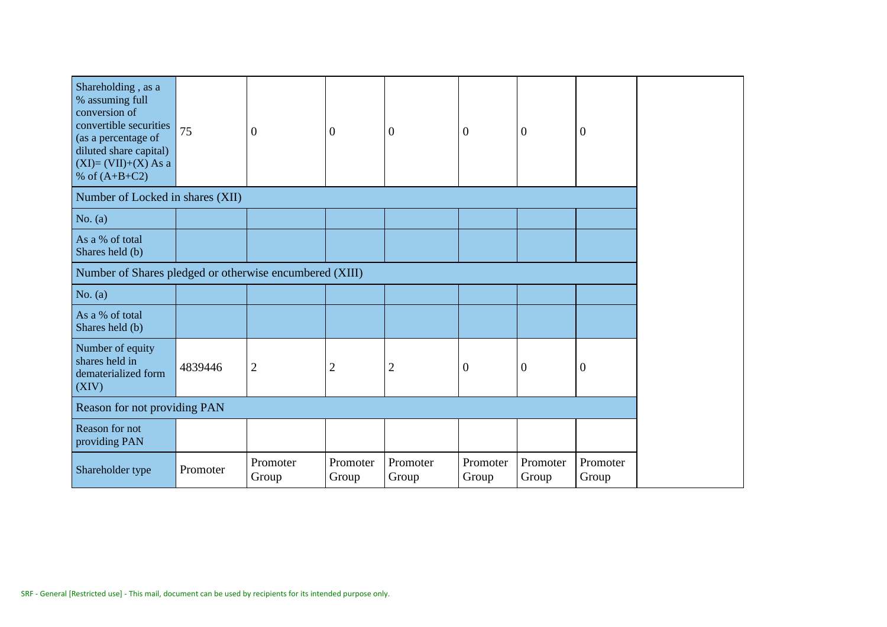| Shareholding , as a % assuming full conversion of convertible securities (as a percentage of diluted share capital) (XI)= (VII)+(X) As a % of (A+B+C2) | 75 | 0 | 0 | 0 | 0 | 0 | 0 |
|---|---|---|---|---|---|---|---|
| Number of Locked in shares (XII) | | | | | | | |
| No. (a) | | | | | | | |
| As a % of total Shares held (b) | | | | | | | |
| Number of Shares pledged or otherwise encumbered (XIII) | | | | | | | |
| No. (a) | | | | | | | |
| As a % of total Shares held (b) | | | | | | | |
| Number of equity shares held in dematerialized form (XIV) | 4839446 | 2 | 2 | 2 | 0 | 0 | 0 |
| Reason for not providing PAN | | | | | | | |
| Reason for not providing PAN | | | | | | | |
| Shareholder type | Promoter | Promoter Group | Promoter Group | Promoter Group | Promoter Group | Promoter Group | Promoter Group |

SRF - General [Restricted use] - This mail, document can be used by recipients for its intended purpose only.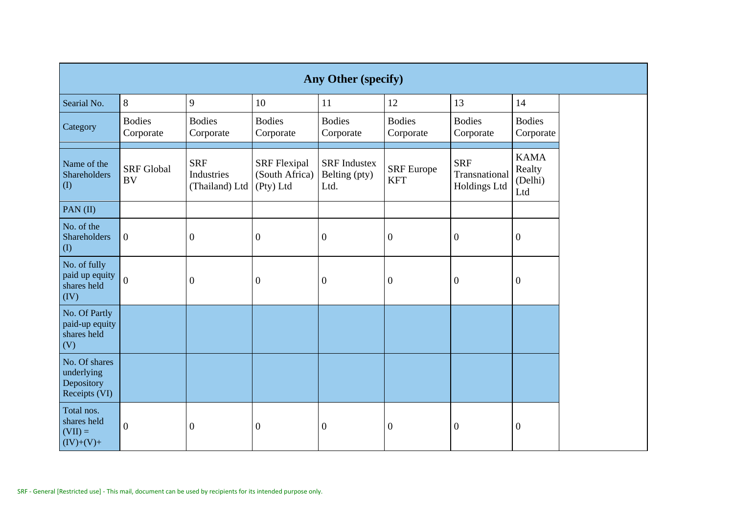| Any Other (specify) | | | | | | | |
|---|---|---|---|---|---|---|---|
| Searial No. | 8 | 9 | 10 | 11 | 12 | 13 | 14 |
| Category | Bodies Corporate | Bodies Corporate | Bodies Corporate | Bodies Corporate | Bodies Corporate | Bodies Corporate | Bodies Corporate |
| | | | | | | | |
| Name of the Shareholders (I) | SRF Global BV | SRF Industries (Thailand) Ltd | SRF Flexipal (South Africa) (Pty) Ltd | SRF Industex Belting (pty) Ltd. | SRF Europe KFT | SRF Transnational Holdings Ltd | KAMA Realty (Delhi) Ltd |
| PAN (II) | | | | | | | |
| No. of the Shareholders (I) | 0 | 0 | 0 | 0 | 0 | 0 | 0 |
| No. of fully paid up equity shares held (IV) | 0 | 0 | 0 | 0 | 0 | 0 | 0 |
| No. Of Partly paid-up equity shares held (V) | | | | | | | |
| No. Of shares underlying Depository Receipts (VI) | | | | | | | |
| Total nos. shares held (VII) = (IV)+(V)+ | 0 | 0 | 0 | 0 | 0 | 0 | 0 |

SRF - General [Restricted use] - This mail, document can be used by recipients for its intended purpose only.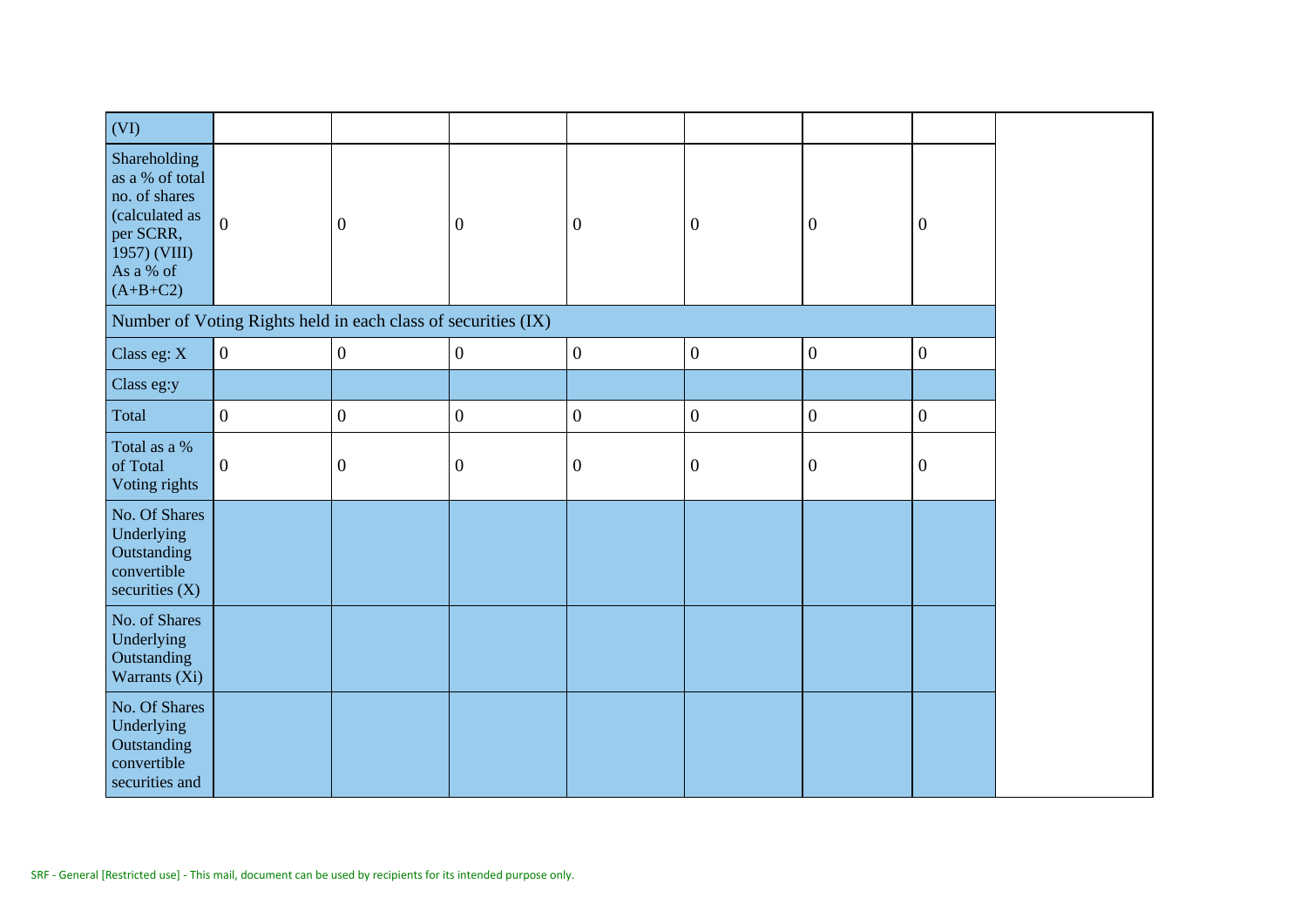| (VI) | | | | | | | |
|---|---|---|---|---|---|---|---|
| Shareholding as a % of total no. of shares (calculated as per SCRR, 1957) (VIII) As a % of (A+B+C2) | 0 | 0 | 0 | 0 | 0 | 0 | 0 |
| Number of Voting Rights held in each class of securities (IX) | | | | | | | |
| Class eg: X | 0 | 0 | 0 | 0 | 0 | 0 | 0 |
| Class eg:y | | | | | | | |
| Total | 0 | 0 | 0 | 0 | 0 | 0 | 0 |
| Total as a % of Total Voting rights | 0 | 0 | 0 | 0 | 0 | 0 | 0 |
| No. Of Shares Underlying Outstanding convertible securities (X) | | | | | | | |
| No. of Shares Underlying Outstanding Warrants (Xi) | | | | | | | |
| No. Of Shares Underlying Outstanding convertible securities and | | | | | | | |

SRF - General [Restricted use] - This mail, document can be used by recipients for its intended purpose only.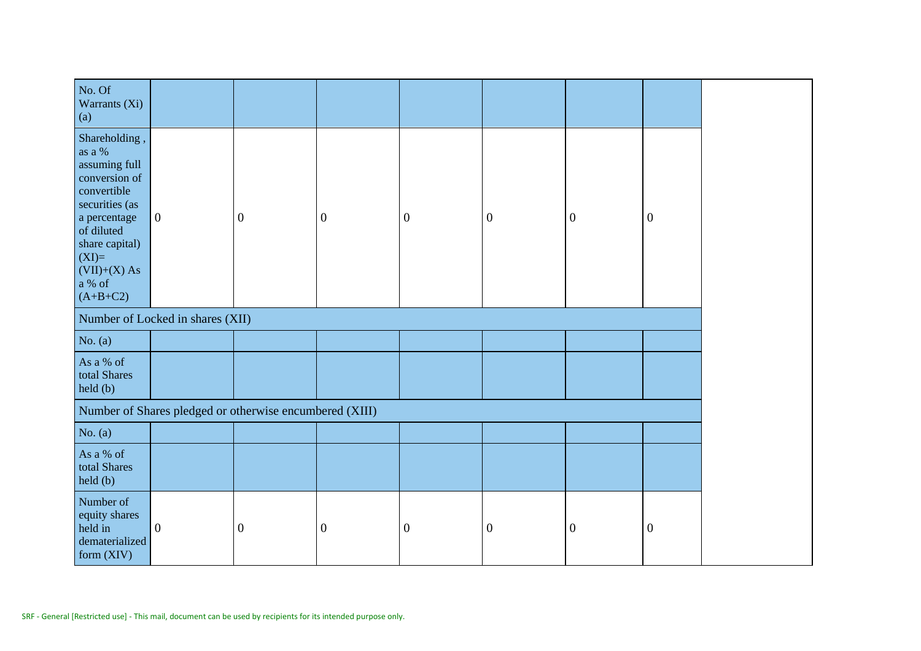| | | | | | | | | |
|---|---|---|---|---|---|---|---|---|
| No. Of Warrants (Xi) (a) | | | | | | | | |
| Shareholding , as a % assuming full conversion of convertible securities (as a percentage of diluted share capital) (XI)= (VII)+(X) As a % of (A+B+C2) | 0 | 0 | 0 | 0 | 0 | 0 | 0 | |
| Number of Locked in shares (XII) | | | | | | | | |
| No. (a) | | | | | | | | |
| As a % of total Shares held (b) | | | | | | | | |
| Number of Shares pledged or otherwise encumbered (XIII) | | | | | | | | |
| No. (a) | | | | | | | | |
| As a % of total Shares held (b) | | | | | | | | |
| Number of equity shares held in dematerialized form (XIV) | 0 | 0 | 0 | 0 | 0 | 0 | 0 | |

SRF - General [Restricted use] - This mail, document can be used by recipients for its intended purpose only.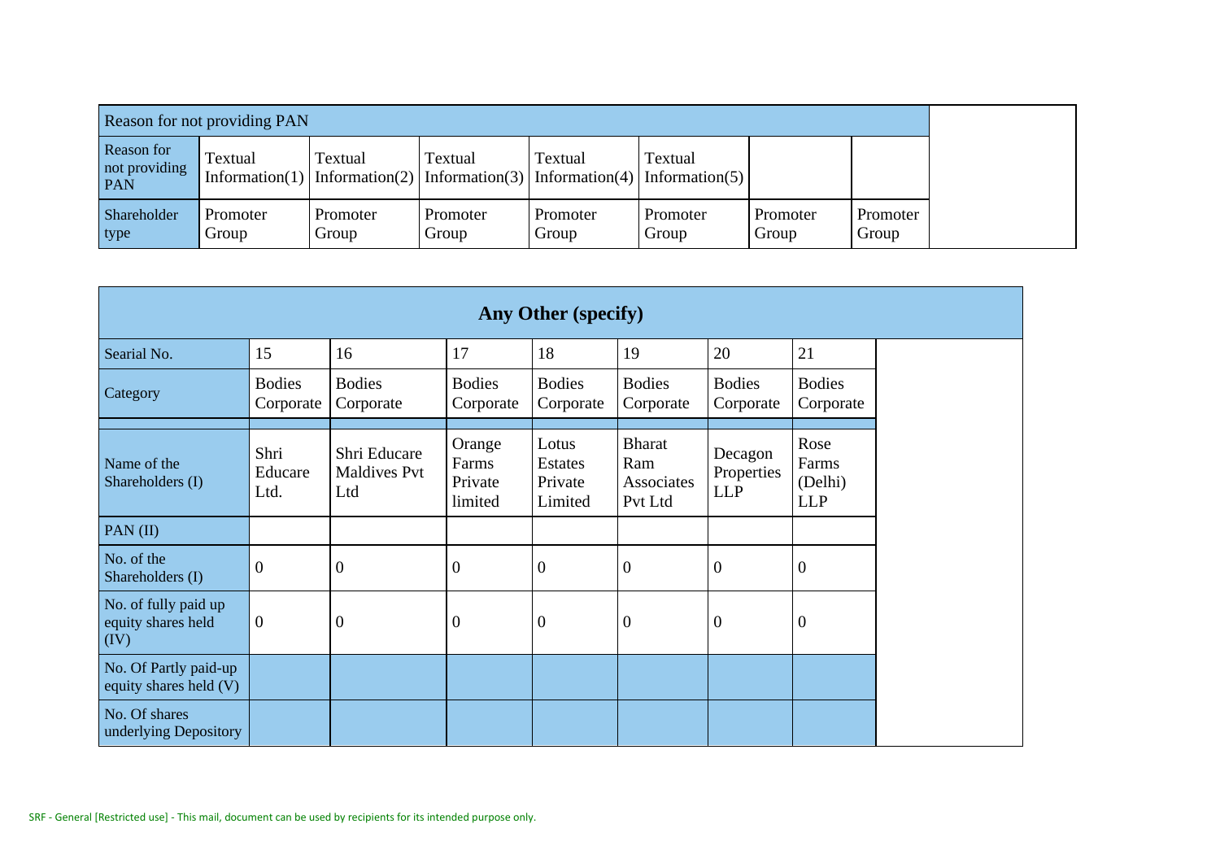| Reason for not providing PAN | | | | | | | |
|---|---|---|---|---|---|---|---|
| Reason for not providing PAN | Textual Information(1) | Textual Information(2) | Textual Information(3) | Textual Information(4) | Textual Information(5) | | |
| Shareholder type | Promoter Group | Promoter Group | Promoter Group | Promoter Group | Promoter Group | Promoter Group | Promoter Group |

| Any Other (specify) | | | | | | | |
|---|---|---|---|---|---|---|---|
| Searial No. | 15 | 16 | 17 | 18 | 19 | 20 | 21 |
| Category | Bodies Corporate | Bodies Corporate | Bodies Corporate | Bodies Corporate | Bodies Corporate | Bodies Corporate | Bodies Corporate |
| | | | | | | | |
| Name of the Shareholders (I) | Shri Educare Ltd. | Shri Educare Maldives Pvt Ltd | Orange Farms Private limited | Lotus Estates Private Limited | Bharat Ram Associates Pvt Ltd | Decagon Properties LLP | Rose Farms (Delhi) LLP |
| PAN (II) | | | | | | | |
| No. of the Shareholders (I) | 0 | 0 | 0 | 0 | 0 | 0 | 0 |
| No. of fully paid up equity shares held (IV) | 0 | 0 | 0 | 0 | 0 | 0 | 0 |
| No. Of Partly paid-up equity shares held (V) | | | | | | | |
| No. Of shares underlying Depository | | | | | | | |

SRF - General [Restricted use] - This mail, document can be used by recipients for its intended purpose only.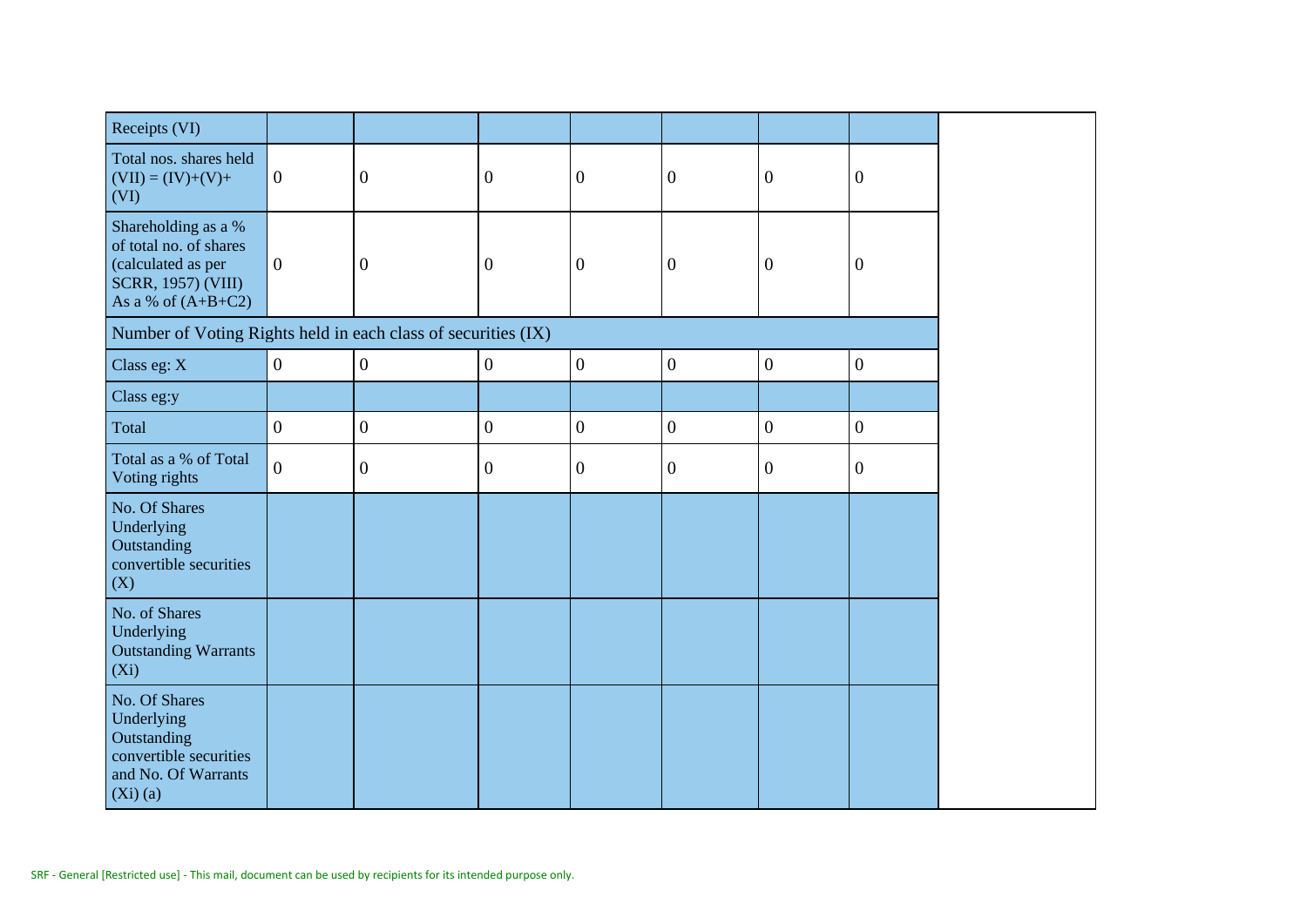| Receipts (VI) | | | | | | | | |
|---|---|---|---|---|---|---|---|---|
| Total nos. shares held (VII) = (IV)+(V)+ (VI) | 0 | 0 | 0 | 0 | 0 | 0 | 0 | |
| Shareholding as a % of total no. of shares (calculated as per SCRR, 1957) (VIII) As a % of (A+B+C2) | 0 | 0 | 0 | 0 | 0 | 0 | 0 | |
| Number of Voting Rights held in each class of securities (IX) | | | | | | | | |
| Class eg: X | 0 | 0 | 0 | 0 | 0 | 0 | 0 | |
| Class eg:y | | | | | | | | |
| Total | 0 | 0 | 0 | 0 | 0 | 0 | 0 | |
| Total as a % of Total Voting rights | 0 | 0 | 0 | 0 | 0 | 0 | 0 | |
| No. Of Shares Underlying Outstanding convertible securities (X) | | | | | | | | |
| No. of Shares Underlying Outstanding Warrants (Xi) | | | | | | | | |
| No. Of Shares Underlying Outstanding convertible securities and No. Of Warrants (Xi) (a) | | | | | | | | |

SRF - General [Restricted use] - This mail, document can be used by recipients for its intended purpose only.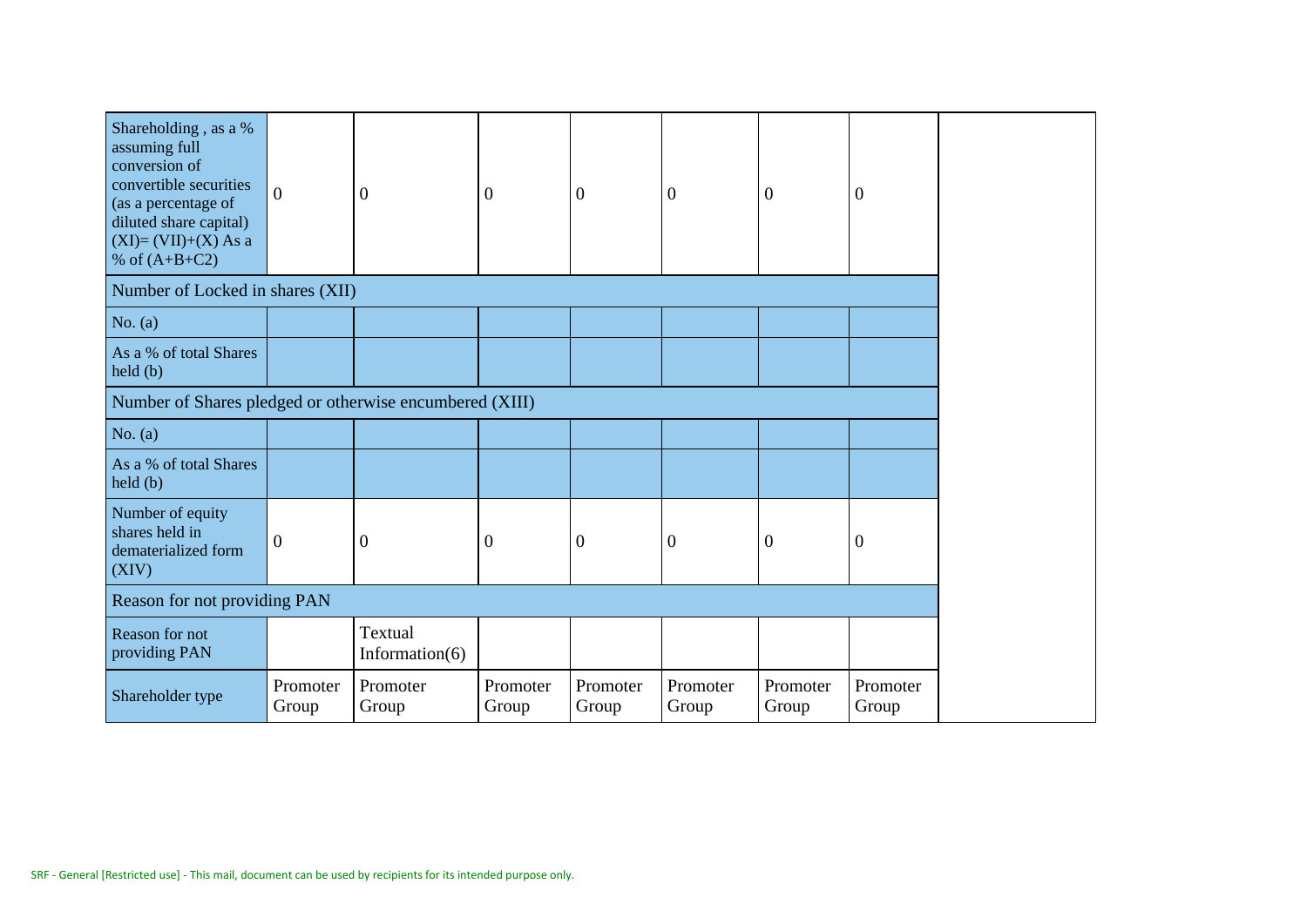| Shareholding , as a % assuming full conversion of convertible securities (as a percentage of diluted share capital) (XI)= (VII)+(X) As a % of (A+B+C2) | 0 | 0 | 0 | 0 | 0 | 0 | 0 |
|---|---|---|---|---|---|---|---|
| Number of Locked in shares (XII) | | | | | | | |
| No. (a) | | | | | | | |
| As a % of total Shares held (b) | | | | | | | |
| Number of Shares pledged or otherwise encumbered (XIII) | | | | | | | |
| No. (a) | | | | | | | |
| As a % of total Shares held (b) | | | | | | | |
| Number of equity shares held in dematerialized form (XIV) | 0 | 0 | 0 | 0 | 0 | 0 | 0 |
| Reason for not providing PAN | | | | | | | |
| Reason for not providing PAN | | Textual Information(6) | | | | | |
| Shareholder type | Promoter Group | Promoter Group | Promoter Group | Promoter Group | Promoter Group | Promoter Group | Promoter Group |

SRF - General [Restricted use] - This mail, document can be used by recipients for its intended purpose only.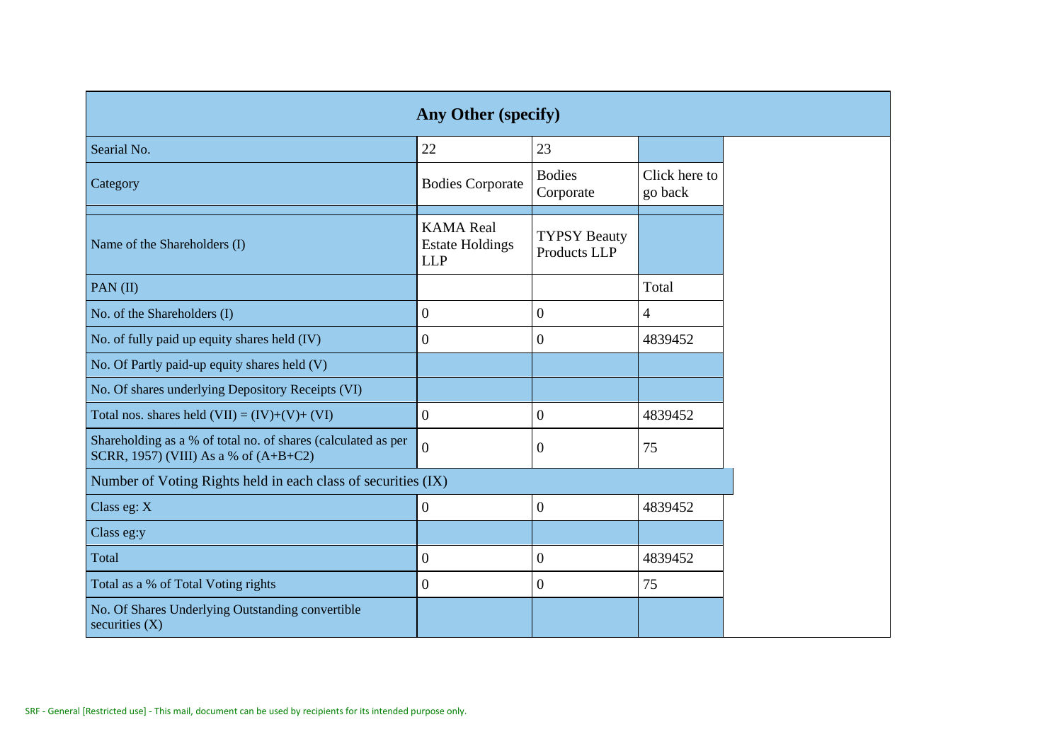| Any Other (specify) | | | |
|---|---|---|---|
| Searial No. | 22 | 23 | |
| Category | Bodies Corporate | Bodies Corporate | Click here to go back |
| | | | |
| Name of the Shareholders (I) | KAMA Real Estate Holdings LLP | TYPSY Beauty Products LLP | |
| PAN (II) | | | Total |
| No. of the Shareholders (I) | 0 | 0 | 4 |
| No. of fully paid up equity shares held (IV) | 0 | 0 | 4839452 |
| No. Of Partly paid-up equity shares held (V) | | | |
| No. Of shares underlying Depository Receipts (VI) | | | |
| Total nos. shares held (VII) = (IV)+(V)+ (VI) | 0 | 0 | 4839452 |
| Shareholding as a % of total no. of shares (calculated as per SCRR, 1957) (VIII) As a % of (A+B+C2) | 0 | 0 | 75 |
| Number of Voting Rights held in each class of securities (IX) | | | |
| Class eg: X | 0 | 0 | 4839452 |
| Class eg:y | | | |
| Total | 0 | 0 | 4839452 |
| Total as a % of Total Voting rights | 0 | 0 | 75 |
| No. Of Shares Underlying Outstanding convertible securities (X) | | | |

SRF - General [Restricted use] - This mail, document can be used by recipients for its intended purpose only.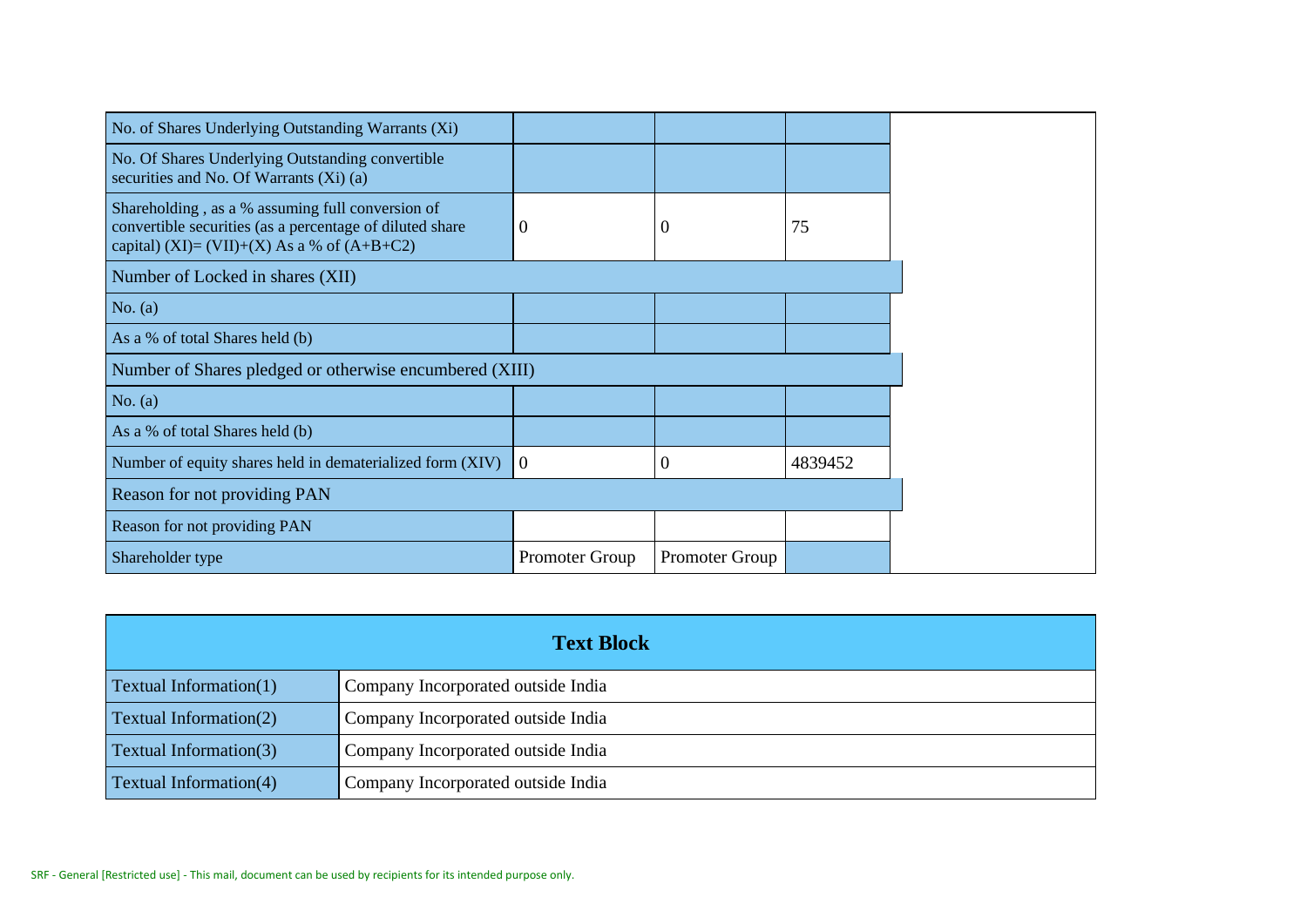| | | | | |
|---|---|---|---|---|
| No. of Shares Underlying Outstanding Warrants (Xi) | | | | |
| No. Of Shares Underlying Outstanding convertible securities and No. Of Warrants (Xi) (a) | | | | |
| Shareholding , as a % assuming full conversion of convertible securities (as a percentage of diluted share capital) (XI)= (VII)+(X) As a % of (A+B+C2) | 0 | 0 | 75 | |
| Number of Locked in shares (XII) | | | | |
| No. (a) | | | | |
| As a % of total Shares held (b) | | | | |
| Number of Shares pledged or otherwise encumbered (XIII) | | | | |
| No. (a) | | | | |
| As a % of total Shares held (b) | | | | |
| Number of equity shares held in dematerialized form (XIV) | 0 | 0 | 4839452 | |
| Reason for not providing PAN | | | | |
| Reason for not providing PAN | | | | |
| Shareholder type | Promoter Group | Promoter Group | | |

| Text Block | |
|---|---|
| Textual Information(1) | Company Incorporated outside India |
| Textual Information(2) | Company Incorporated outside India |
| Textual Information(3) | Company Incorporated outside India |
| Textual Information(4) | Company Incorporated outside India |

SRF - General [Restricted use] - This mail, document can be used by recipients for its intended purpose only.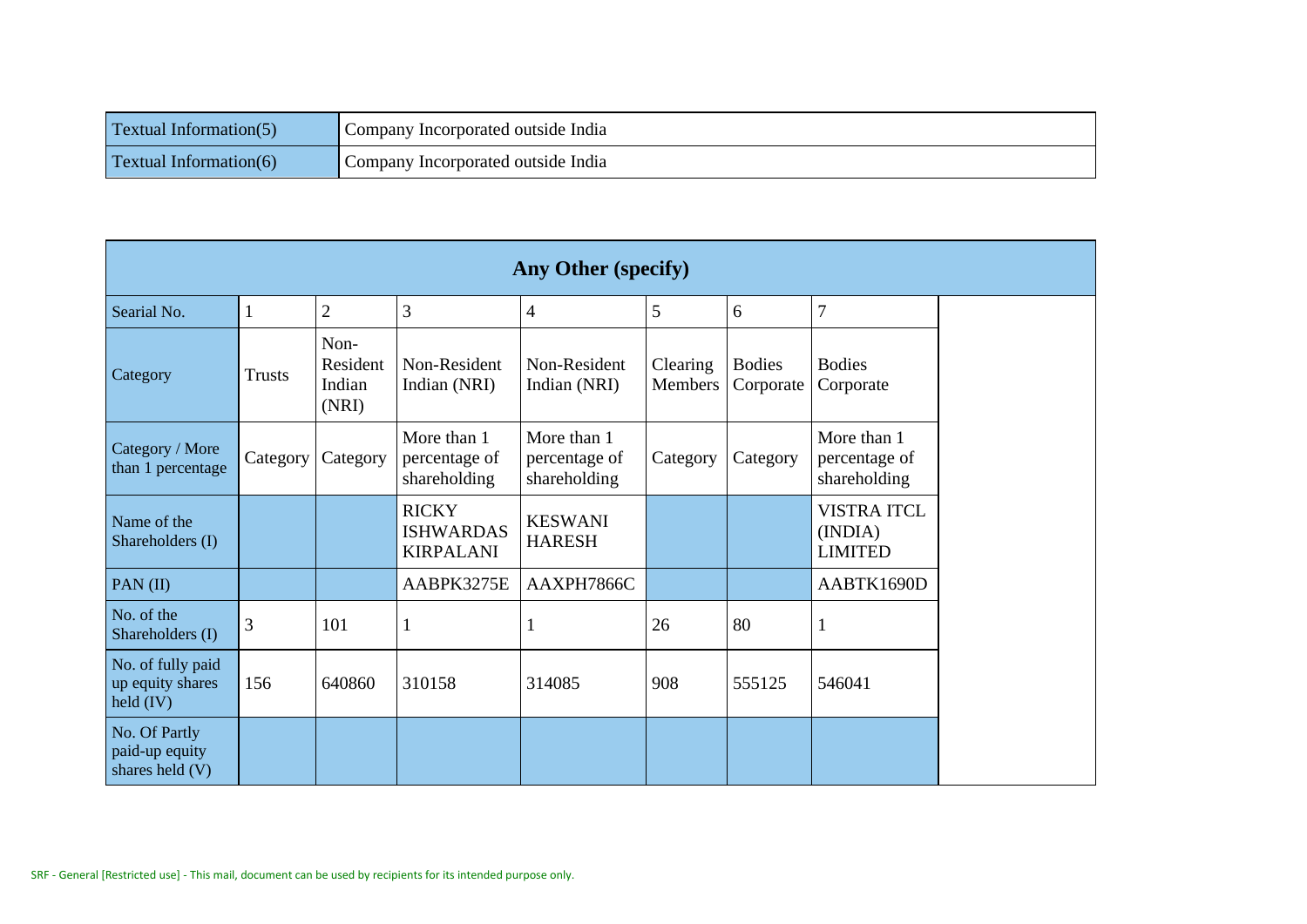| Textual Information(5) | Company Incorporated outside India |
|---|---|
| Textual Information(6) | Company Incorporated outside India |

| Any Other (specify) | | | | | | | | |
|---|---|---|---|---|---|---|---|---|
| Searial No. | 1 | 2 | 3 | 4 | 5 | 6 | 7 | |
| Category | Trusts | Non-Resident Indian (NRI) | Non-Resident Indian (NRI) | Non-Resident Indian (NRI) | Clearing Members | Bodies Corporate | Bodies Corporate | |
| Category / More than 1 percentage | Category | Category | More than 1 percentage of shareholding | More than 1 percentage of shareholding | Category | Category | More than 1 percentage of shareholding | |
| Name of the Shareholders (I) | | | RICKY ISHWARDAS KIRPALANI | KESWANI HARESH | | | VISTRA ITCL (INDIA) LIMITED | |
| PAN (II) | | | AABPK3275E | AAXPH7866C | | | AABTK1690D | |
| No. of the Shareholders (I) | 3 | 101 | 1 | 1 | 26 | 80 | 1 | |
| No. of fully paid up equity shares held (IV) | 156 | 640860 | 310158 | 314085 | 908 | 555125 | 546041 | |
| No. Of Partly paid-up equity shares held (V) | | | | | | | | |

SRF - General [Restricted use] - This mail, document can be used by recipients for its intended purpose only.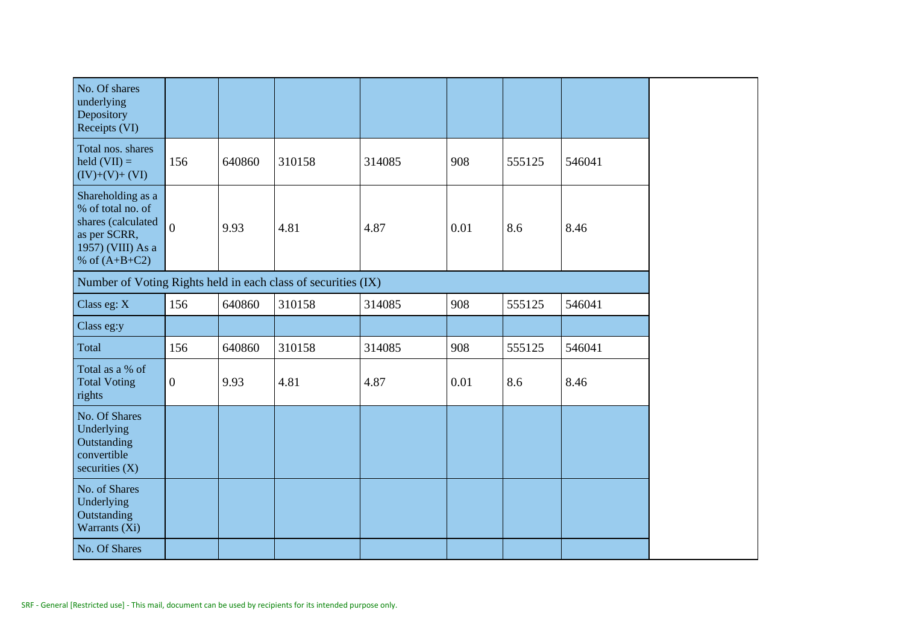| | | | | | | | |
|---|---|---|---|---|---|---|---|
| No. Of shares underlying Depository Receipts (VI) | | | | | | | |
| Total nos. shares held (VII) = (IV)+(V)+ (VI) | 156 | 640860 | 310158 | 314085 | 908 | 555125 | 546041 |
| Shareholding as a % of total no. of shares (calculated as per SCRR, 1957) (VIII) As a % of (A+B+C2) | 0 | 9.93 | 4.81 | 4.87 | 0.01 | 8.6 | 8.46 |
| Number of Voting Rights held in each class of securities (IX) | | | | | | | |
| Class eg: X | 156 | 640860 | 310158 | 314085 | 908 | 555125 | 546041 |
| Class eg:y | | | | | | | |
| Total | 156 | 640860 | 310158 | 314085 | 908 | 555125 | 546041 |
| Total as a % of Total Voting rights | 0 | 9.93 | 4.81 | 4.87 | 0.01 | 8.6 | 8.46 |
| No. Of Shares Underlying Outstanding convertible securities (X) | | | | | | | |
| No. of Shares Underlying Outstanding Warrants (Xi) | | | | | | | |
| No. Of Shares | | | | | | | |

SRF - General [Restricted use] - This mail, document can be used by recipients for its intended purpose only.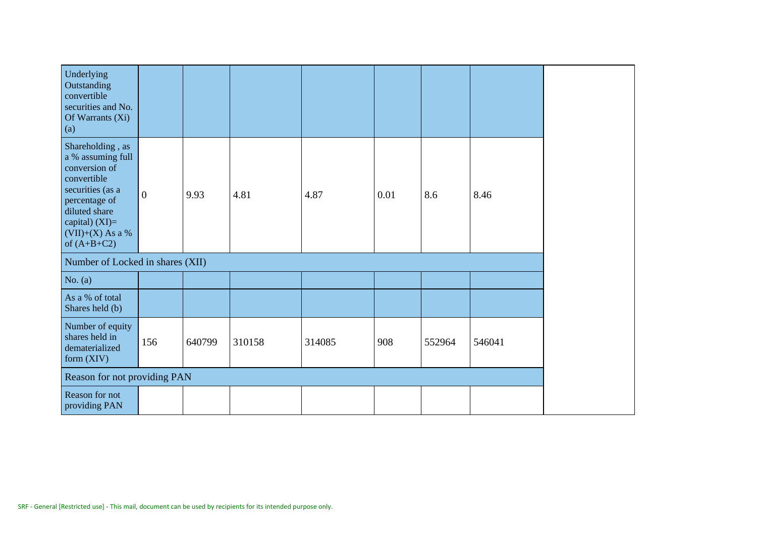| Underlying Outstanding convertible securities and No. Of Warrants (Xi) (a) | | | | | | | |
|---|---|---|---|---|---|---|---|
| Shareholding , as a % assuming full conversion of convertible securities (as a percentage of diluted share capital) (XI)= (VII)+(X) As a % of (A+B+C2) | 0 | 9.93 | 4.81 | 4.87 | 0.01 | 8.6 | 8.46 |
| Number of Locked in shares (XII) | | | | | | | |
| No. (a) | | | | | | | |
| As a % of total Shares held (b) | | | | | | | |
| Number of equity shares held in dematerialized form (XIV) | 156 | 640799 | 310158 | 314085 | 908 | 552964 | 546041 |
| Reason for not providing PAN | | | | | | | |
| Reason for not providing PAN | | | | | | | |

SRF - General [Restricted use] - This mail, document can be used by recipients for its intended purpose only.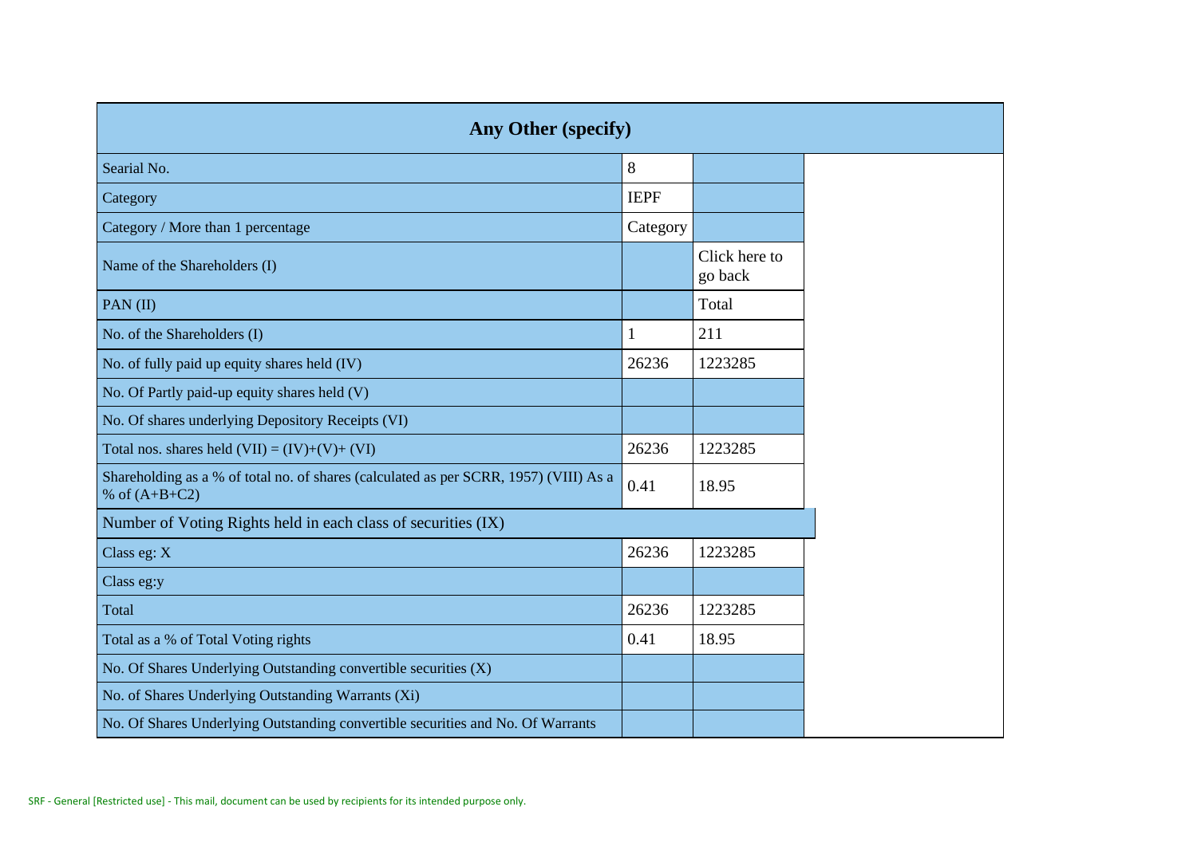| Any Other (specify) | | |
|---|---|---|
| Searial No. | 8 | |
| Category | IEPF | |
| Category / More than 1 percentage | Category | |
| Name of the Shareholders (I) | | Click here to go back |
| PAN (II) | | Total |
| No. of the Shareholders (I) | 1 | 211 |
| No. of fully paid up equity shares held (IV) | 26236 | 1223285 |
| No. Of Partly paid-up equity shares held (V) | | |
| No. Of shares underlying Depository Receipts (VI) | | |
| Total nos. shares held (VII) = (IV)+(V)+ (VI) | 26236 | 1223285 |
| Shareholding as a % of total no. of shares (calculated as per SCRR, 1957) (VIII) As a % of (A+B+C2) | 0.41 | 18.95 |
| Number of Voting Rights held in each class of securities (IX) | | |
| Class eg: X | 26236 | 1223285 |
| Class eg:y | | |
| Total | 26236 | 1223285 |
| Total as a % of Total Voting rights | 0.41 | 18.95 |
| No. Of Shares Underlying Outstanding convertible securities (X) | | |
| No. of Shares Underlying Outstanding Warrants (Xi) | | |
| No. Of Shares Underlying Outstanding convertible securities and No. Of Warrants | | |

SRF - General [Restricted use] - This mail, document can be used by recipients for its intended purpose only.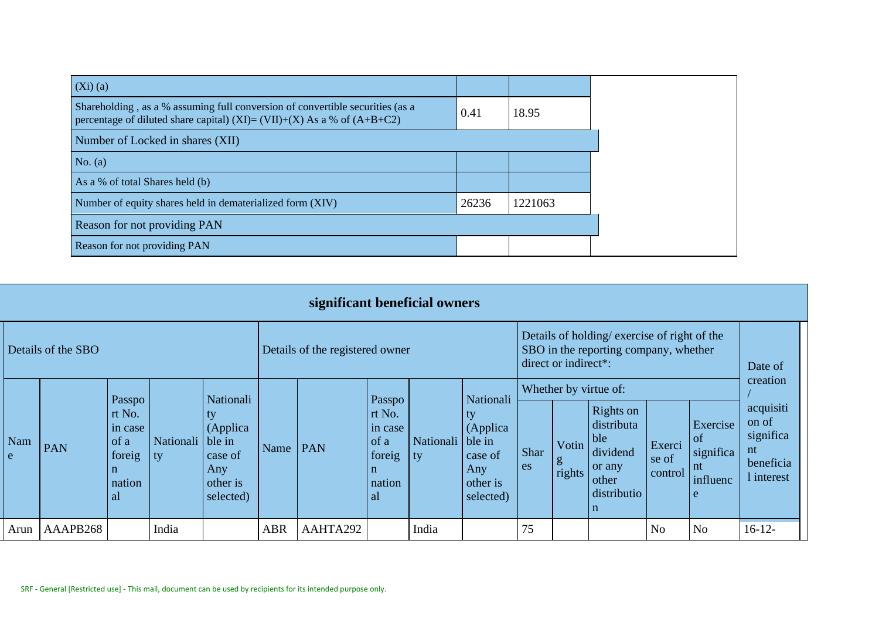| (Xi) (a) | | |
|---|---|---|
| Shareholding , as a % assuming full conversion of convertible securities (as a percentage of diluted share capital) (XI)= (VII)+(X) As a % of (A+B+C2) | 0.41 | 18.95 |
| Number of Locked in shares (XII) | | |
| No. (a) | | |
| As a % of total Shares held (b) | | |
| Number of equity shares held in dematerialized form (XIV) | 26236 | 1221063 |
| Reason for not providing PAN | | |
| Reason for not providing PAN | | |

## significant beneficial owners

| Details of the SBO | | | | | Details of the registered owner | | | | | Details of holding/ exercise of right of the SBO in the reporting company, whether direct or indirect*: | | | | | Date of creation / acquisition of significant beneficial interest |
|---|---|---|---|---|---|---|---|---|---|---|---|---|---|---|---|
| | | | | | | | | | | Whether by virtue of: | | | | | |
| Name | PAN | Passport No. in case of a foreign national | Nationality | Nationality (Applicable in case of Any other is selected) | Name | PAN | Passport No. in case of a foreign national | Nationality | Nationality (Applicable in case of Any other is selected) | Shares | Voting rights | Rights on distributable dividend or any other distribution | Exercise of control | Exercise of significant influence | |
| Arun | AAAPB268 | | India | | ABR | AAHTA292 | | India | | 75 | | | No | No | 16-12- |

SRF - General [Restricted use] - This mail, document can be used by recipients for its intended purpose only.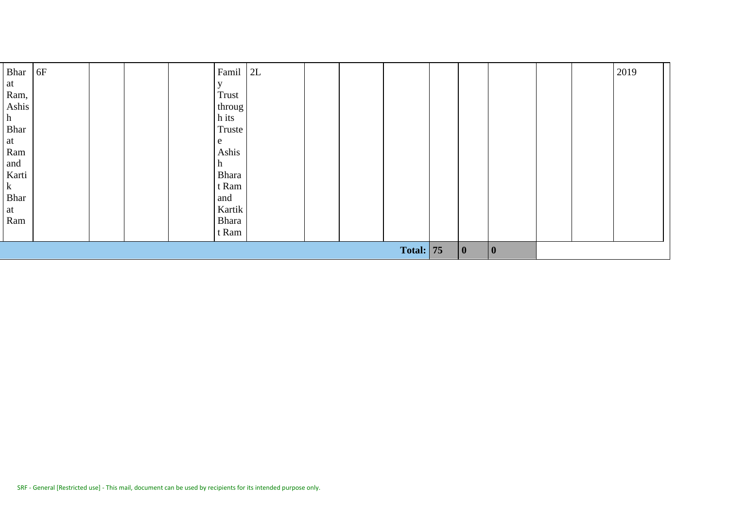| | | | | | | | | | | | | | | | | |
|---|---|---|---|---|---|---|---|---|---|---|---|---|---|---|---|---|
| Bharat Ram, Ashish Bharat Ram and Kartik Bharat Ram | 6F | | | | Family Trust through its Trustee Ashish Bharat Ram and Kartik Bharat Ram | 2L | | | | | | | | | 2019 | |
| | | | | | | | | | **Total:** | **75** | **0** | **0** | | | | |